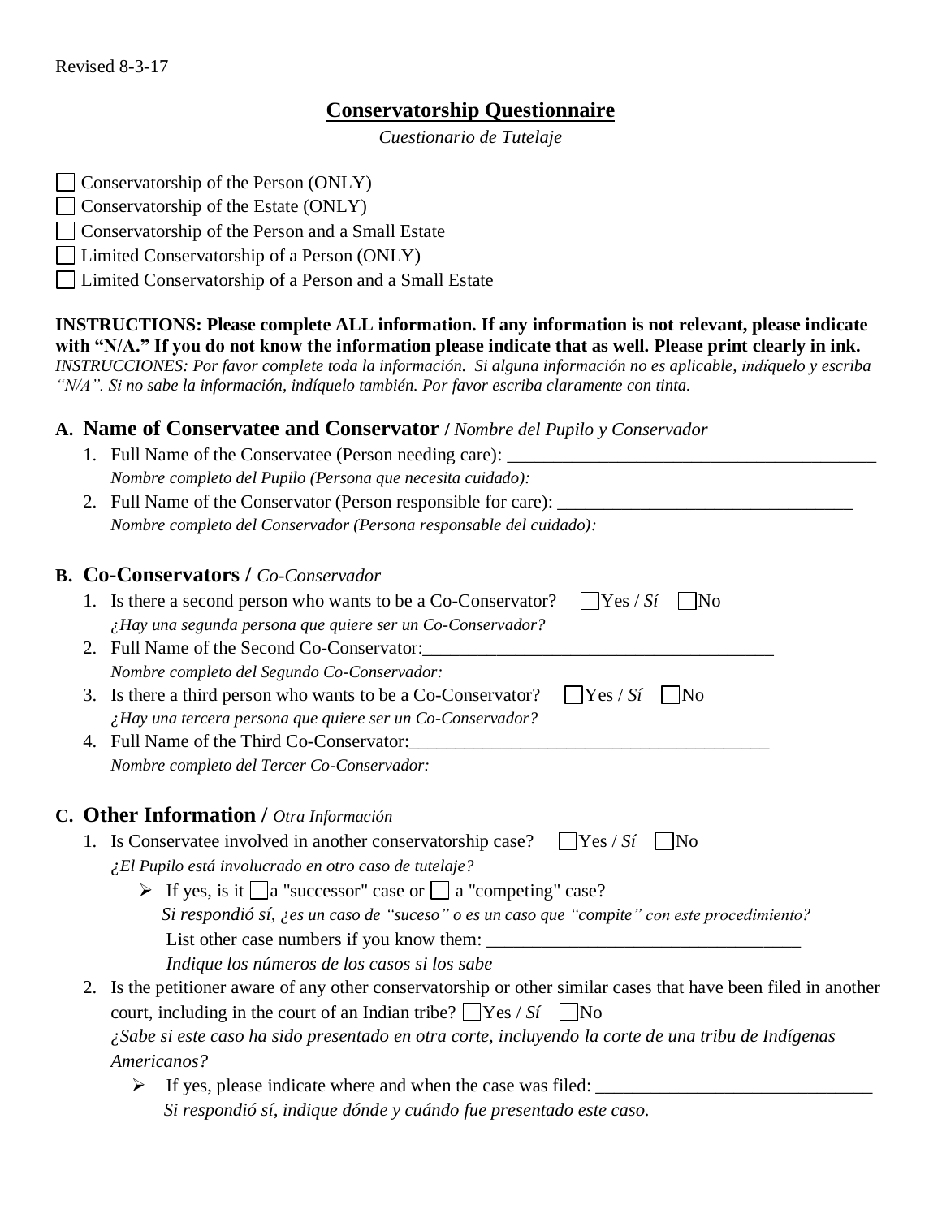Revised 8-3-17

# Conservatorship Questionnaire

*Cuestionario de Tutelaje*

☐ Conservatorship of the Person (ONLY)
☐ Conservatorship of the Estate (ONLY)
☐ Conservatorship of the Person and a Small Estate
☐ Limited Conservatorship of a Person (ONLY)
☐ Limited Conservatorship of a Person and a Small Estate

**INSTRUCTIONS: Please complete ALL information. If any information is not relevant, please indicate with "N/A." If you do not know the information please indicate that as well. Please print clearly in ink.**
*INSTRUCCIONES: Por favor complete toda la información. Si alguna información no es aplicable, indíquelo y escriba "N/A". Si no sabe la información, indíquelo también. Por favor escriba claramente con tinta.*

## A. Name of Conservatee and Conservator / *Nombre del Pupilo y Conservador*

1. Full Name of the Conservatee (Person needing care): ________________________________________
   *Nombre completo del Pupilo (Persona que necesita cuidado):*
2. Full Name of the Conservator (Person responsible for care): ________________________________
   *Nombre completo del Conservador (Persona responsable del cuidado):*

## B. Co-Conservators / *Co-Conservador*

1. Is there a second person who wants to be a Co-Conservator? ☐ Yes / *Sí* ☐ No
   *¿Hay una segunda persona que quiere ser un Co-Conservador?*
2. Full Name of the Second Co-Conservator: ______________________________________
   *Nombre completo del Segundo Co-Conservador:*
3. Is there a third person who wants to be a Co-Conservator? ☐ Yes / *Sí* ☐ No
   *¿Hay una tercera persona que quiere ser un Co-Conservador?*
4. Full Name of the Third Co-Conservator: ______________________________________
   *Nombre completo del Tercer Co-Conservador:*

## C. Other Information / *Otra Información*

1. Is Conservatee involved in another conservatorship case? ☐ Yes / *Sí* ☐ No
   *¿El Pupilo está involucrado en otro caso de tutelaje?*
   - If yes, is it ☐ a "successor" case or ☐ a "competing" case?
     *Si respondió sí, ¿es un caso de "suceso" o es un caso que "compite" con este procedimiento?*
     List other case numbers if you know them: __________________________________
     *Indique los números de los casos si los sabe*
2. Is the petitioner aware of any other conservatorship or other similar cases that have been filed in another court, including in the court of an Indian tribe? ☐ Yes / *Sí* ☐ No
   *¿Sabe si este caso ha sido presentado en otra corte, incluyendo la corte de una tribu de Indígenas Americanos?*
   - If yes, please indicate where and when the case was filed: ______________________________
     *Si respondió sí, indique dónde y cuándo fue presentado este caso.*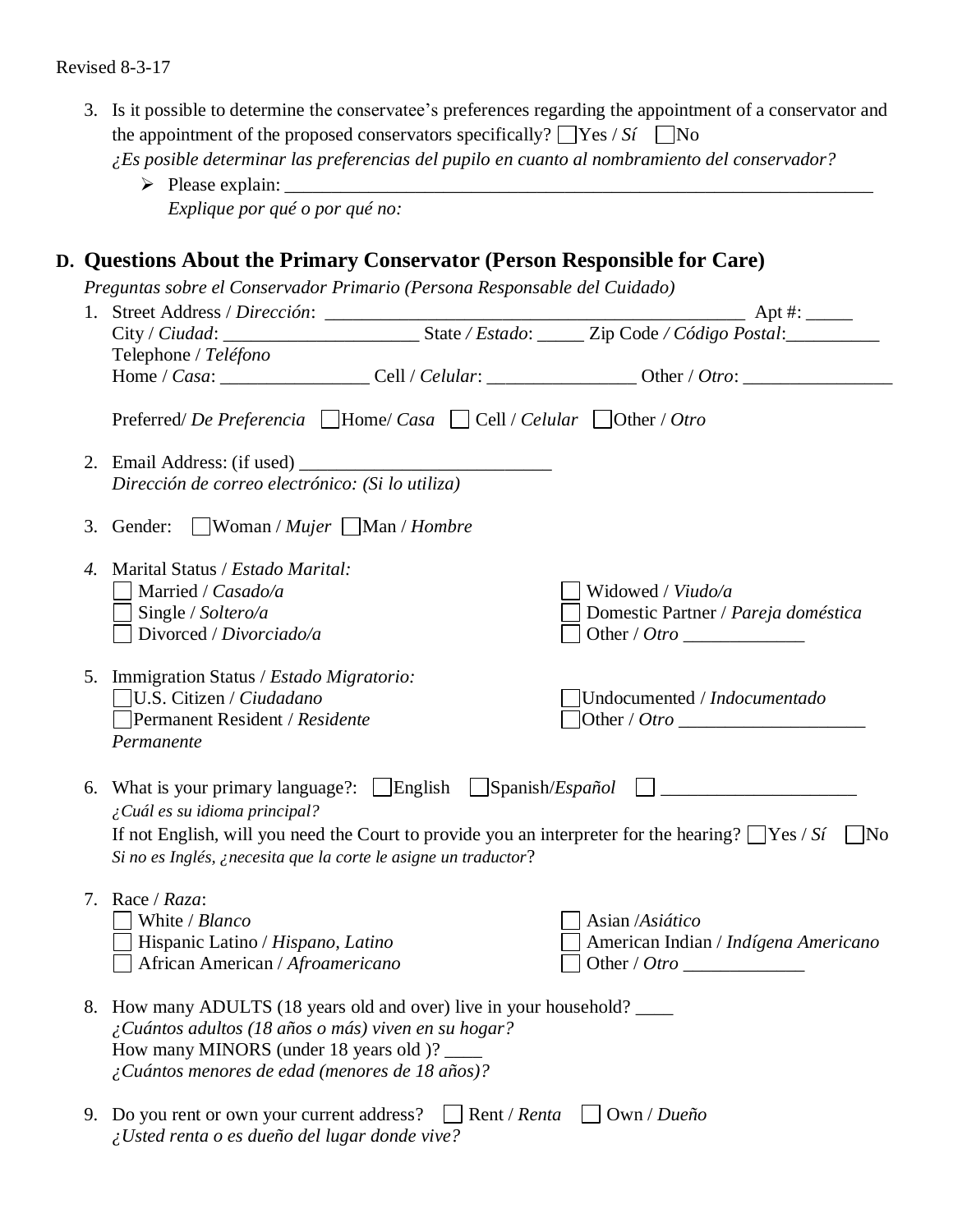Revised 8-3-17

3. Is it possible to determine the conservatee's preferences regarding the appointment of a conservator and the appointment of the proposed conservators specifically? ☐ Yes / *Sí* ☐ No
   *¿Es posible determinar las preferencias del pupilo en cuanto al nombramiento del conservador?*
   - Please explain: ___________________________________________________________________
     *Explique por qué o por qué no:*

## D. Questions About the Primary Conservator (Person Responsible for Care)

*Preguntas sobre el Conservador Primario (Persona Responsable del Cuidado)*

1. Street Address / *Dirección*: _____________________________________________ Apt #: _____
   City / *Ciudad*: ____________________ State / *Estado*: _____ Zip Code / *Código Postal*:__________
   Telephone / *Teléfono*
   Home / *Casa*: ________________ Cell / *Celular*: ________________ Other / *Otro*: ________________

   Preferred/ *De Preferencia* ☐ Home/ *Casa* ☐ Cell / *Celular* ☐ Other / *Otro*

2. Email Address: (if used) ___________________________
   *Dirección de correo electrónico: (Si lo utiliza)*

3. Gender: ☐ Woman / *Mujer* ☐ Man / *Hombre*

4. Marital Status / *Estado Marital:*
   ☐ Married / *Casado/a*
   ☐ Single / *Soltero/a*
   ☐ Divorced / *Divorciado/a*
   ☐ Widowed / *Viudo/a*
   ☐ Domestic Partner / *Pareja doméstica*
   ☐ Other / *Otro* _____________

5. Immigration Status / *Estado Migratorio:*
   ☐ U.S. Citizen / *Ciudadano*
   ☐ Permanent Resident / *Residente Permanente*
   ☐ Undocumented / *Indocumentado*
   ☐ Other / *Otro* ____________________

6. What is your primary language?: ☐ English ☐ Spanish/*Español* ☐ ____________________
   *¿Cuál es su idioma principal?*
   If not English, will you need the Court to provide you an interpreter for the hearing? ☐ Yes / *Sí* ☐ No
   *Si no es Inglés, ¿necesita que la corte le asigne un traductor*?

7. Race / *Raza*:
   ☐ White / *Blanco*
   ☐ Hispanic Latino / *Hispano, Latino*
   ☐ African American / *Afroamericano*
   ☐ Asian /*Asiático*
   ☐ American Indian / *Indígena Americano*
   ☐ Other / *Otro* _____________

8. How many ADULTS (18 years old and over) live in your household? ____
   *¿Cuántos adultos (18 años o más) viven en su hogar?*
   How many MINORS (under 18 years old )? ____
   *¿Cuántos menores de edad (menores de 18 años)?*

9. Do you rent or own your current address? ☐ Rent / *Renta* ☐ Own / *Dueño*
   *¿Usted renta o es dueño del lugar donde vive?*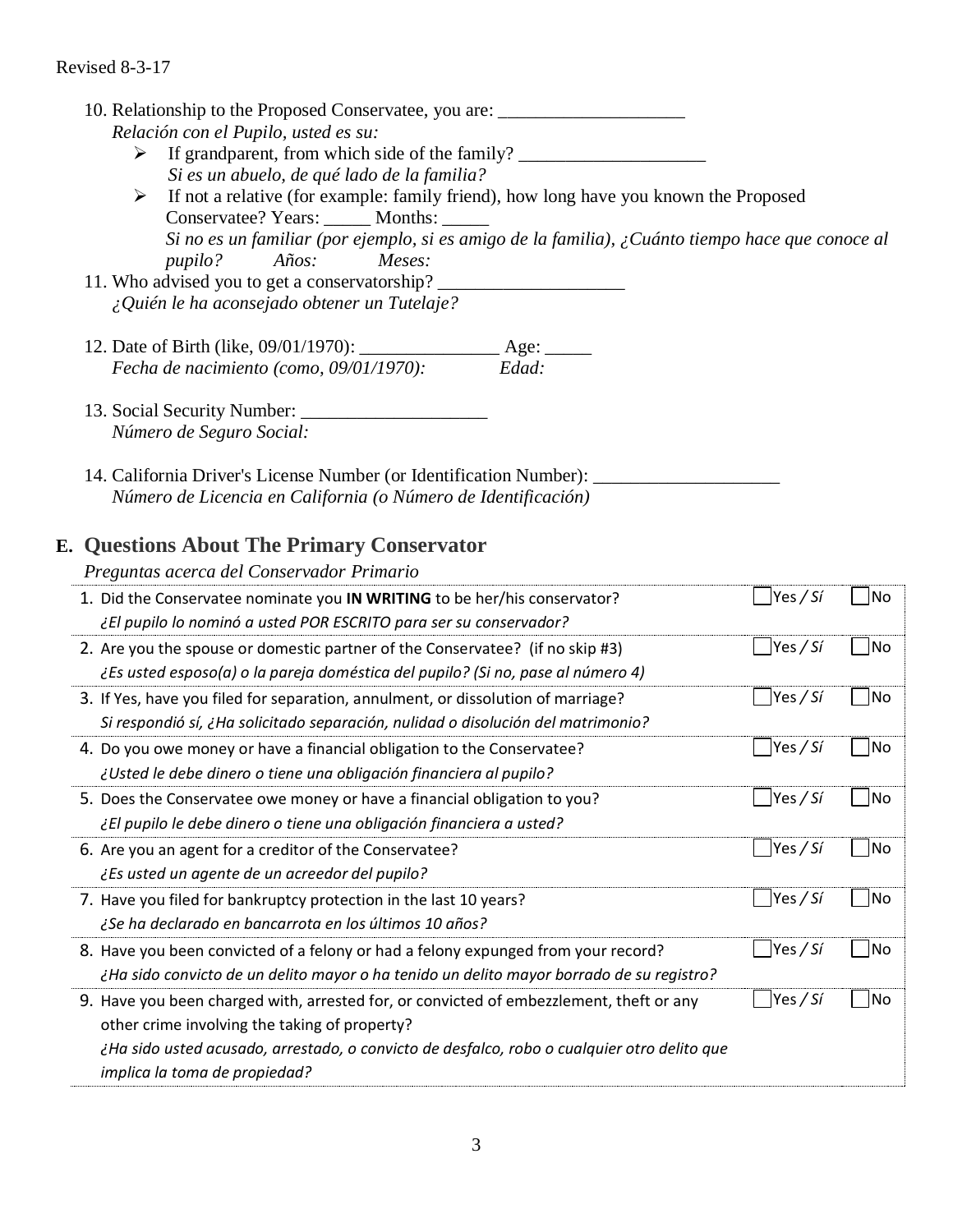Revised 8-3-17

10. Relationship to the Proposed Conservatee, you are: ____________________
    *Relación con el Pupilo, usted es su:*
    - If grandparent, from which side of the family? ____________________
      *Si es un abuelo, de qué lado de la familia?*
    - If not a relative (for example: family friend), how long have you known the Proposed Conservatee? Years: _____ Months: _____
      *Si no es un familiar (por ejemplo, si es amigo de la familia), ¿Cuánto tiempo hace que conoce al pupilo? Años: Meses:*
11. Who advised you to get a conservatorship? ____________________
    *¿Quién le ha aconsejado obtener un Tutelaje?*
12. Date of Birth (like, 09/01/1970): _______________ Age: _____
    *Fecha de nacimiento (como, 09/01/1970): Edad:*
13. Social Security Number: ____________________
    *Número de Seguro Social:*
14. California Driver's License Number (or Identification Number): ____________________
    *Número de Licencia en California (o Número de Identificación)*

## E. Questions About The Primary Conservator

*Preguntas acerca del Conservador Primario*

| Question | | |
|---|---|---|
| 1. Did the Conservatee nominate you **IN WRITING** to be her/his conservator? *¿El pupilo lo nominó a usted POR ESCRITO para ser su conservador?* | ☐ Yes / *Sí* | ☐ No |
| 2. Are you the spouse or domestic partner of the Conservatee? (if no skip #3) *¿Es usted esposo(a) o la pareja doméstica del pupilo? (Si no, pase al número 4)* | ☐ Yes / *Sí* | ☐ No |
| 3. If Yes, have you filed for separation, annulment, or dissolution of marriage? *Si respondió sí, ¿Ha solicitado separación, nulidad o disolución del matrimonio?* | ☐ Yes / *Sí* | ☐ No |
| 4. Do you owe money or have a financial obligation to the Conservatee? *¿Usted le debe dinero o tiene una obligación financiera al pupilo?* | ☐ Yes / *Sí* | ☐ No |
| 5. Does the Conservatee owe money or have a financial obligation to you? *¿El pupilo le debe dinero o tiene una obligación financiera a usted?* | ☐ Yes / *Sí* | ☐ No |
| 6. Are you an agent for a creditor of the Conservatee? *¿Es usted un agente de un acreedor del pupilo?* | ☐ Yes / *Sí* | ☐ No |
| 7. Have you filed for bankruptcy protection in the last 10 years? *¿Se ha declarado en bancarrota en los últimos 10 años?* | ☐ Yes / *Sí* | ☐ No |
| 8. Have you been convicted of a felony or had a felony expunged from your record? *¿Ha sido convicto de un delito mayor o ha tenido un delito mayor borrado de su registro?* | ☐ Yes / *Sí* | ☐ No |
| 9. Have you been charged with, arrested for, or convicted of embezzlement, theft or any other crime involving the taking of property? *¿Ha sido usted acusado, arrestado, o convicto de desfalco, robo o cualquier otro delito que implica la toma de propiedad?* | ☐ Yes / *Sí* | ☐ No |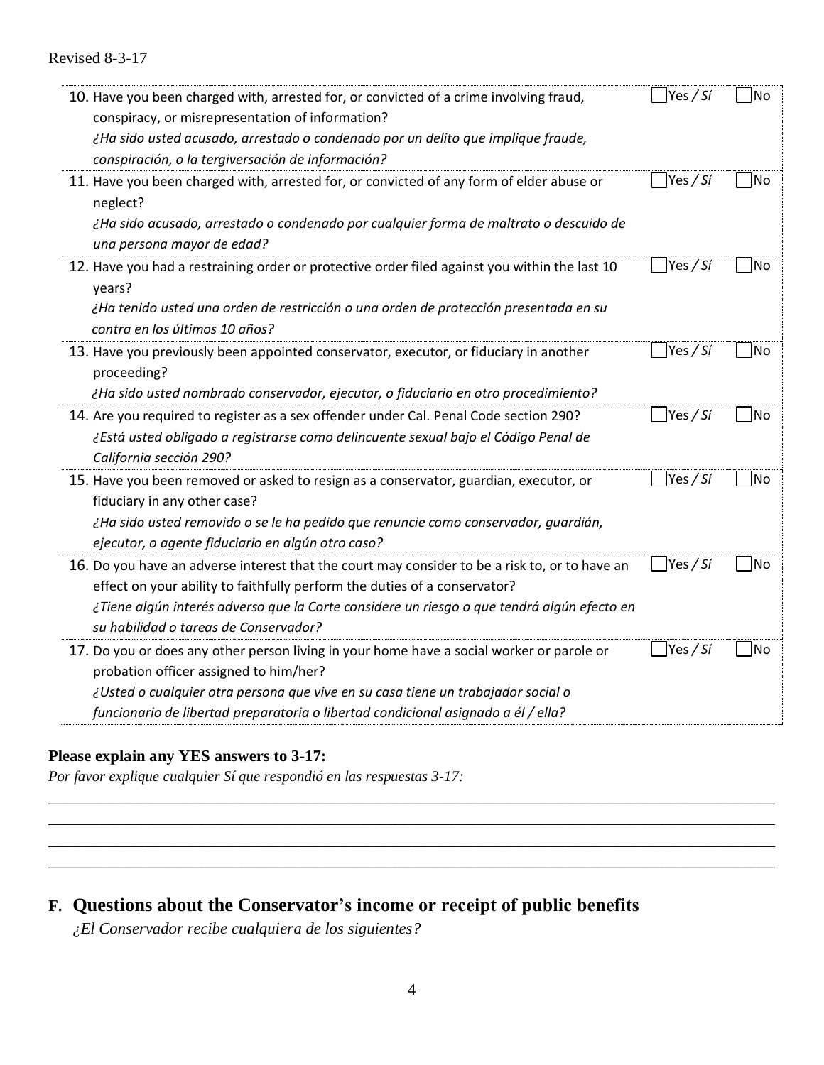Revised 8-3-17

| Question | Yes / *Sí* | No |
|---|---|---|
| 10. Have you been charged with, arrested for, or convicted of a crime involving fraud, conspiracy, or misrepresentation of information?<br>*¿Ha sido usted acusado, arrestado o condenado por un delito que implique fraude, conspiración, o la tergiversación de información?* | ☐ Yes / *Sí* | ☐ No |
| 11. Have you been charged with, arrested for, or convicted of any form of elder abuse or neglect?<br>*¿Ha sido acusado, arrestado o condenado por cualquier forma de maltrato o descuido de una persona mayor de edad?* | ☐ Yes / *Sí* | ☐ No |
| 12. Have you had a restraining order or protective order filed against you within the last 10 years?<br>*¿Ha tenido usted una orden de restricción o una orden de protección presentada en su contra en los últimos 10 años?* | ☐ Yes / *Sí* | ☐ No |
| 13. Have you previously been appointed conservator, executor, or fiduciary in another proceeding?<br>*¿Ha sido usted nombrado conservador, ejecutor, o fiduciario en otro procedimiento?* | ☐ Yes / *Sí* | ☐ No |
| 14. Are you required to register as a sex offender under Cal. Penal Code section 290?<br>*¿Está usted obligado a registrarse como delincuente sexual bajo el Código Penal de California sección 290?* | ☐ Yes / *Sí* | ☐ No |
| 15. Have you been removed or asked to resign as a conservator, guardian, executor, or fiduciary in any other case?<br>*¿Ha sido usted removido o se le ha pedido que renuncie como conservador, guardián, ejecutor, o agente fiduciario en algún otro caso?* | ☐ Yes / *Sí* | ☐ No |
| 16. Do you have an adverse interest that the court may consider to be a risk to, or to have an effect on your ability to faithfully perform the duties of a conservator?<br>*¿Tiene algún interés adverso que la Corte considere un riesgo o que tendrá algún efecto en su habilidad o tareas de Conservador?* | ☐ Yes / *Sí* | ☐ No |
| 17. Do you or does any other person living in your home have a social worker or parole or probation officer assigned to him/her?<br>*¿Usted o cualquier otra persona que vive en su casa tiene un trabajador social o funcionario de libertad preparatoria o libertad condicional asignado a él / ella?* | ☐ Yes / *Sí* | ☐ No |

**Please explain any YES answers to 3-17:**
*Por favor explique cualquier Sí que respondió en las respuestas 3-17:*

______________________________________________________________________________
______________________________________________________________________________
______________________________________________________________________________
______________________________________________________________________________

## F. Questions about the Conservator's income or receipt of public benefits

*¿El Conservador recibe cualquiera de los siguientes?*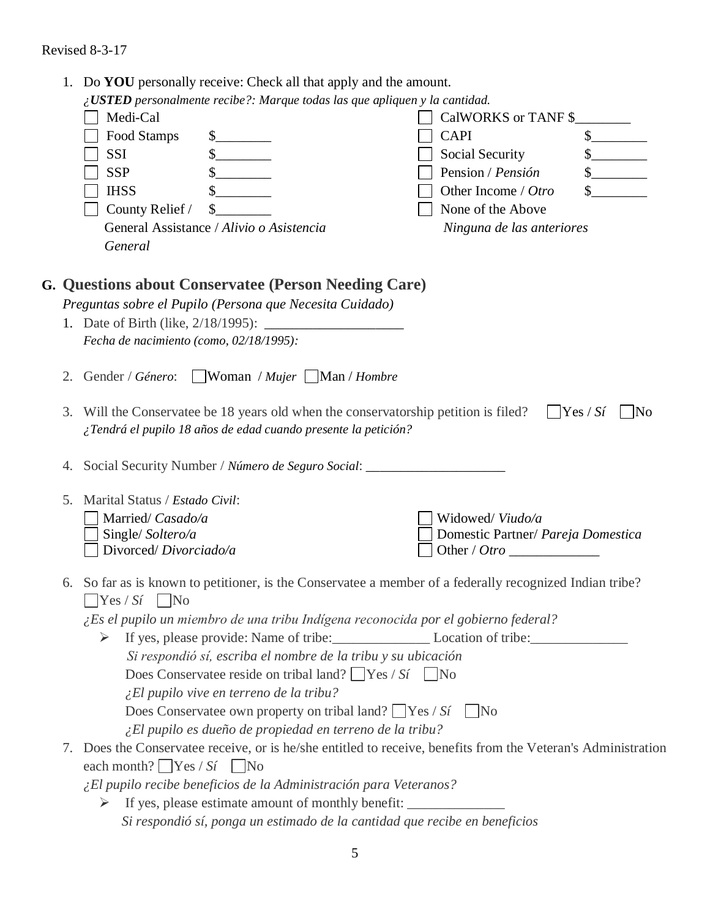Revised 8-3-17

1. Do **YOU** personally receive: Check all that apply and the amount.
   *¿**USTED** personalmente recibe?: Marque todas las que apliquen y la cantidad.*

   - ☐ Medi-Cal
   - ☐ Food Stamps $________
   - ☐ SSI $________
   - ☐ SSP $________
   - ☐ IHSS $________
   - ☐ County Relief / General Assistance / *Alivio o Asistencia General* $________
   - ☐ CalWORKS or TANF $________
   - ☐ CAPI $________
   - ☐ Social Security $________
   - ☐ Pension / *Pensión* $________
   - ☐ Other Income / *Otro* $________
   - ☐ None of the Above / *Ninguna de las anteriores*

## G. Questions about Conservatee (Person Needing Care)

*Preguntas sobre el Pupilo (Persona que Necesita Cuidado)*

1. Date of Birth (like, 2/18/1995): ____________________
   *Fecha de nacimiento (como, 02/18/1995):*

2. Gender / *Género*: ☐ Woman / *Mujer* ☐ Man / *Hombre*

3. Will the Conservatee be 18 years old when the conservatorship petition is filed? ☐ Yes / *Sí* ☐ No
   *¿Tendrá el pupilo 18 años de edad cuando presente la petición?*

4. Social Security Number / *Número de Seguro Social*: ____________________

5. Marital Status / *Estado Civil*:
   - ☐ Married/ *Casado/a*
   - ☐ Single/ *Soltero/a*
   - ☐ Divorced/ *Divorciado/a*
   - ☐ Widowed/ *Viudo/a*
   - ☐ Domestic Partner/ *Pareja Domestica*
   - ☐ Other / *Otro* _____________

6. So far as is known to petitioner, is the Conservatee a member of a federally recognized Indian tribe? ☐ Yes / *Sí* ☐ No
   *¿Es el pupilo un miembro de una tribu Indígena reconocida por el gobierno federal?*
   - If yes, please provide: Name of tribe:______________ Location of tribe:______________
     *Si respondió sí, escriba el nombre de la tribu y su ubicación*
     Does Conservatee reside on tribal land? ☐ Yes / *Sí* ☐ No
     *¿El pupilo vive en terreno de la tribu?*
     Does Conservatee own property on tribal land? ☐ Yes / *Sí* ☐ No
     *¿El pupilo es dueño de propiedad en terreno de la tribu?*

7. Does the Conservatee receive, or is he/she entitled to receive, benefits from the Veteran's Administration each month? ☐ Yes / *Sí* ☐ No
   *¿El pupilo recibe beneficios de la Administración para Veteranos?*
   - If yes, please estimate amount of monthly benefit: ______________
     *Si respondió sí, ponga un estimado de la cantidad que recibe en beneficios*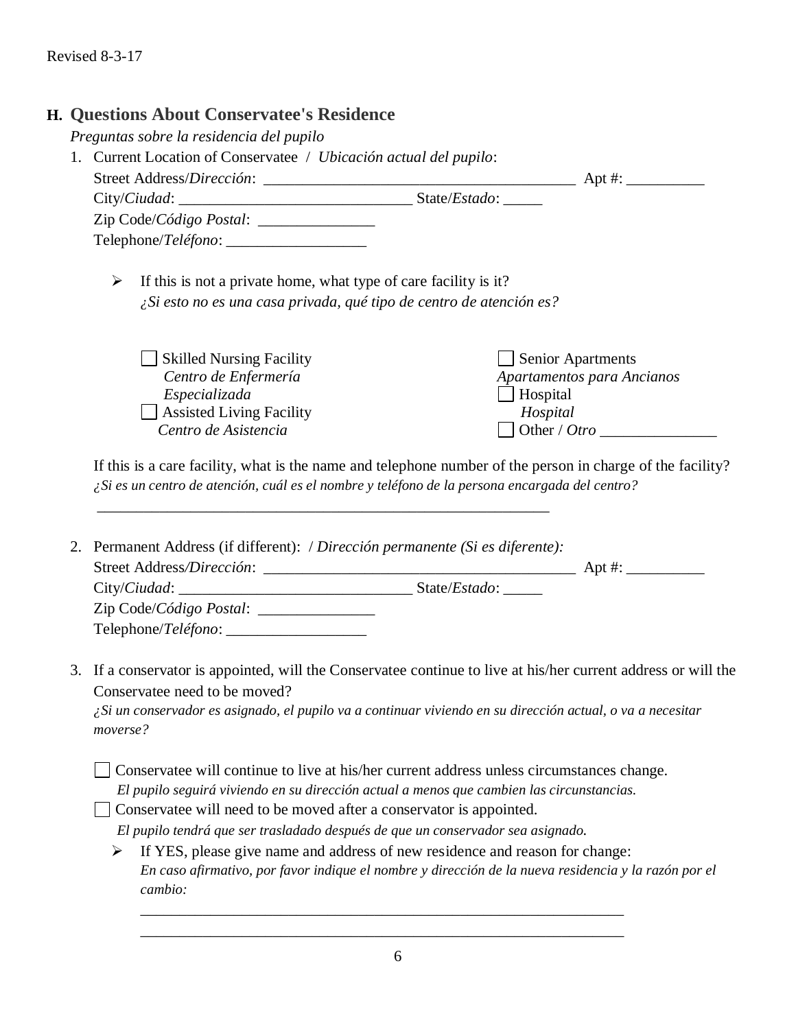Revised 8-3-17

## H. Questions About Conservatee's Residence

*Preguntas sobre la residencia del pupilo*

1. Current Location of Conservatee / *Ubicación actual del pupilo*:

   Street Address/*Dirección*: ________________________________________ Apt #: __________

   City/*Ciudad*: ______________________________ State/*Estado*: _____

   Zip Code/*Código Postal*: _______________

   Telephone/*Teléfono*: __________________

   - If this is not a private home, what type of care facility is it?
     *¿Si esto no es una casa privada, qué tipo de centro de atención es?*

     ☐ Skilled Nursing Facility
     *Centro de Enfermería Especializada*

     ☐ Assisted Living Facility
     *Centro de Asistencia*

     ☐ Senior Apartments
     *Apartamentos para Ancianos*

     ☐ Hospital
     *Hospital*

     ☐ Other / *Otro* _______________

   If this is a care facility, what is the name and telephone number of the person in charge of the facility?
   *¿Si es un centro de atención, cuál es el nombre y teléfono de la persona encargada del centro?*

   ____________________________________________________________

2. Permanent Address (if different): / *Dirección permanente (Si es diferente):*

   Street Address/*Dirección*: ________________________________________ Apt #: __________

   City/*Ciudad*: ______________________________ State/*Estado*: _____

   Zip Code/*Código Postal*: _______________

   Telephone/*Teléfono*: __________________

3. If a conservator is appointed, will the Conservatee continue to live at his/her current address or will the Conservatee need to be moved?
   *¿Si un conservador es asignado, el pupilo va a continuar viviendo en su dirección actual, o va a necesitar moverse?*

   ☐ Conservatee will continue to live at his/her current address unless circumstances change.
   *El pupilo seguirá viviendo en su dirección actual a menos que cambien las circunstancias.*

   ☐ Conservatee will need to be moved after a conservator is appointed.
   *El pupilo tendrá que ser trasladado después de que un conservador sea asignado.*

   - If YES, please give name and address of new residence and reason for change:
     *En caso afirmativo, por favor indique el nombre y dirección de la nueva residencia y la razón por el cambio:*

     ________________________________________________________________

     ________________________________________________________________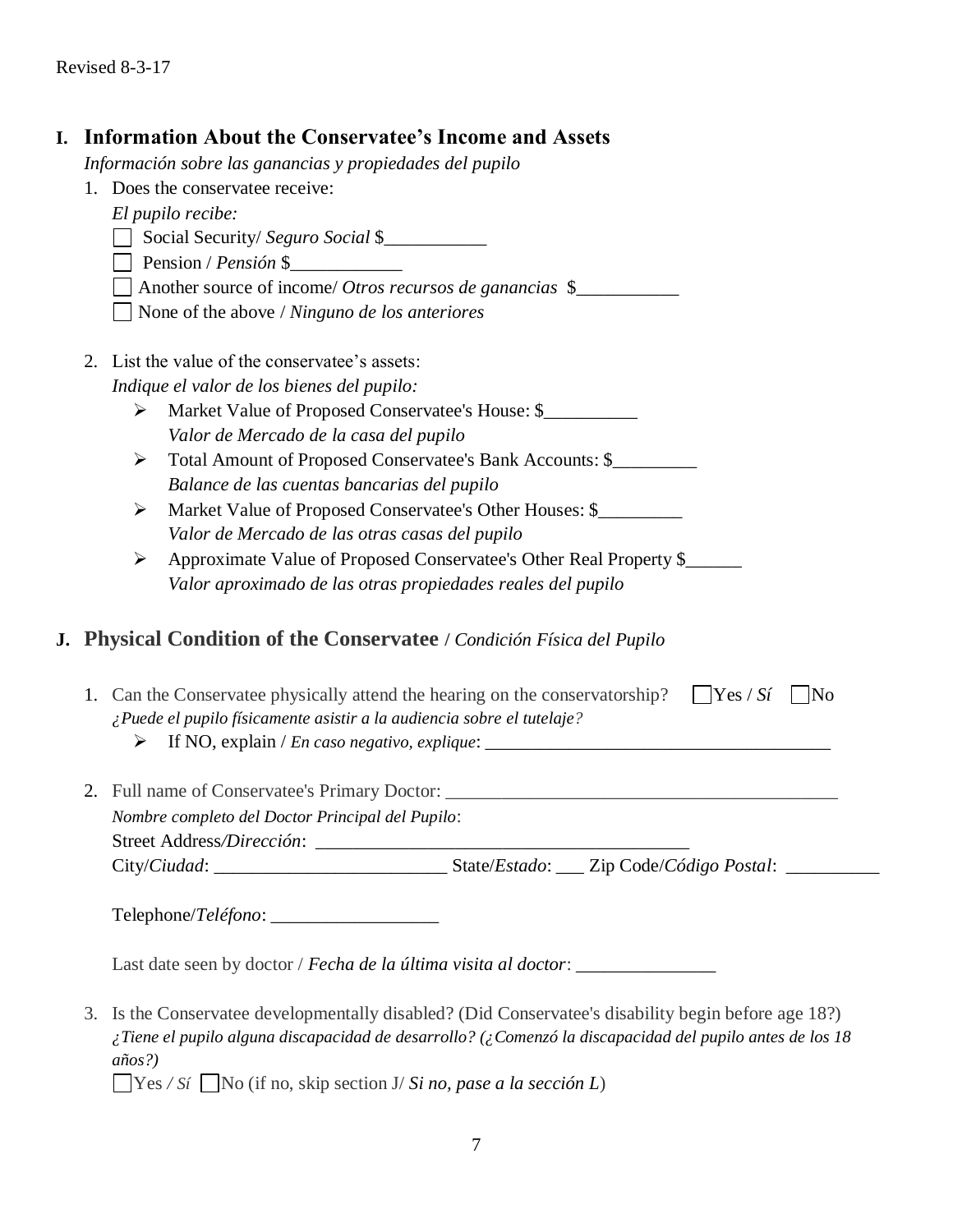Revised 8-3-17

## I. Information About the Conservatee's Income and Assets

*Información sobre las ganancias y propiedades del pupilo*

1. Does the conservatee receive:
   *El pupilo recibe:*
   - ☐ Social Security/ *Seguro Social* $___________
   - ☐ Pension / *Pensión* $____________
   - ☐ Another source of income/ *Otros recursos de ganancias* $___________
   - ☐ None of the above / *Ninguno de los anteriores*

2. List the value of the conservatee's assets:
   *Indique el valor de los bienes del pupilo:*
   - ➢ Market Value of Proposed Conservatee's House: $__________
     *Valor de Mercado de la casa del pupilo*
   - ➢ Total Amount of Proposed Conservatee's Bank Accounts: $_________
     *Balance de las cuentas bancarias del pupilo*
   - ➢ Market Value of Proposed Conservatee's Other Houses: $_________
     *Valor de Mercado de las otras casas del pupilo*
   - ➢ Approximate Value of Proposed Conservatee's Other Real Property $______
     *Valor aproximado de las otras propiedades reales del pupilo*

## J. Physical Condition of the Conservatee / *Condición Física del Pupilo*

1. Can the Conservatee physically attend the hearing on the conservatorship? ☐ Yes / *Sí* ☐ No
   *¿Puede el pupilo físicamente asistir a la audiencia sobre el tutelaje?*
   - ➢ If NO, explain / *En caso negativo, explique*: ______________________________________

2. Full name of Conservatee's Primary Doctor: ___________________________________________
   *Nombre completo del Doctor Principal del Pupilo*:
   Street Address/*Dirección*: ________________________________________
   City/*Ciudad*: _________________________ State/*Estado*: ___ Zip Code/*Código Postal*: __________

   Telephone/*Teléfono*: __________________

   Last date seen by doctor / *Fecha de la última visita al doctor*: _______________

3. Is the Conservatee developmentally disabled? (Did Conservatee's disability begin before age 18?)
   *¿Tiene el pupilo alguna discapacidad de desarrollo? (¿Comenzó la discapacidad del pupilo antes de los 18 años?)*
   ☐ Yes / *Sí* ☐ No (if no, skip section J/ *Si no, pase a la sección L*)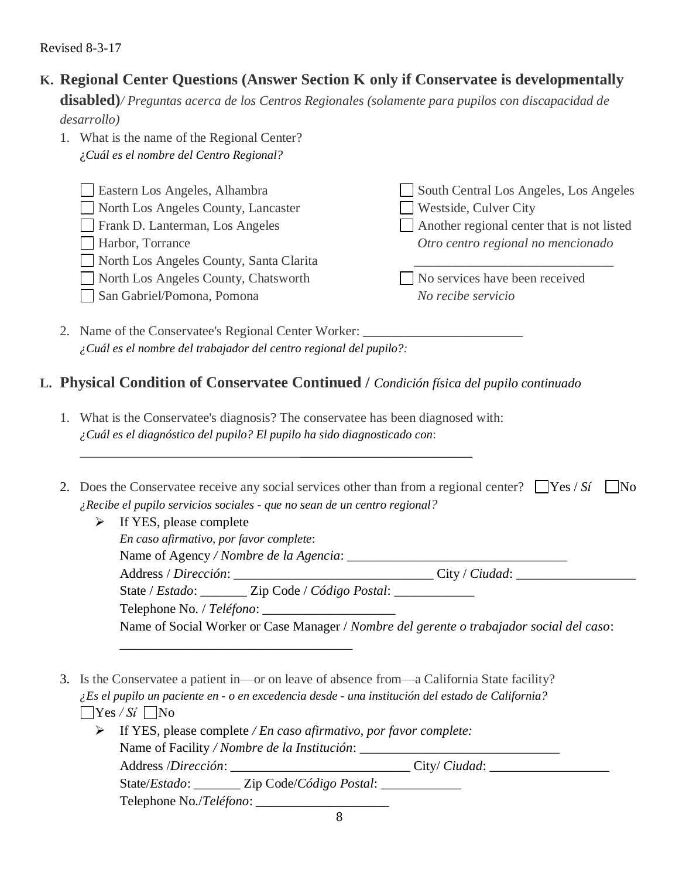Revised 8-3-17

## K. Regional Center Questions (Answer Section K only if Conservatee is developmentally disabled)*/ Preguntas acerca de los Centros Regionales (solamente para pupilos con discapacidad de desarrollo)*

1. What is the name of the Regional Center?
   *¿Cuál es el nombre del Centro Regional?*

   - ☐ Eastern Los Angeles, Alhambra
   - ☐ North Los Angeles County, Lancaster
   - ☐ Frank D. Lanterman, Los Angeles
   - ☐ Harbor, Torrance
   - ☐ North Los Angeles County, Santa Clarita
   - ☐ North Los Angeles County, Chatsworth
   - ☐ San Gabriel/Pomona, Pomona
   - ☐ South Central Los Angeles, Los Angeles
   - ☐ Westside, Culver City
   - ☐ Another regional center that is not listed
     *Otro centro regional no mencionado*
     ______________________________
   - ☐ No services have been received
     *No recibe servicio*

2. Name of the Conservatee's Regional Center Worker: ________________________
   *¿Cuál es el nombre del trabajador del centro regional del pupilo?:*

## L. Physical Condition of Conservatee Continued / *Condición física del pupilo continuado*

1. What is the Conservatee's diagnosis? The conservatee has been diagnosed with:
   *¿Cuál es el diagnóstico del pupilo? El pupilo ha sido diagnosticado con*:
   ____________________________________________________________

2. Does the Conservatee receive any social services other than from a regional center? ☐ Yes / *Sí* ☐ No
   *¿Recibe el pupilo servicios sociales - que no sean de un centro regional?*
   - If YES, please complete
     *En caso afirmativo, por favor complete*:
     Name of Agency */ Nombre de la Agencia*: _________________________________
     Address / *Dirección*: ______________________________ City / *Ciudad*: __________________
     State / *Estado*: _______ Zip Code / *Código Postal*: ____________
     Telephone No. / *Teléfono*: ____________________
     Name of Social Worker or Case Manager / *Nombre del gerente o trabajador social del caso*:
     ___________________________________

3. Is the Conservatee a patient in—or on leave of absence from—a California State facility?
   *¿Es el pupilo un paciente en - o en excedencia desde - una institución del estado de California?*
   ☐ Yes */ Sí* ☐ No
   - If YES, please complete */ En caso afirmativo, por favor complete:*
     Name of Facility */ Nombre de la Institución*: ______________________________
     Address /*Dirección*: ___________________________ City/ *Ciudad*: __________________
     State/*Estado*: _______ Zip Code/*Código Postal*: ____________
     Telephone No./*Teléfono*: ____________________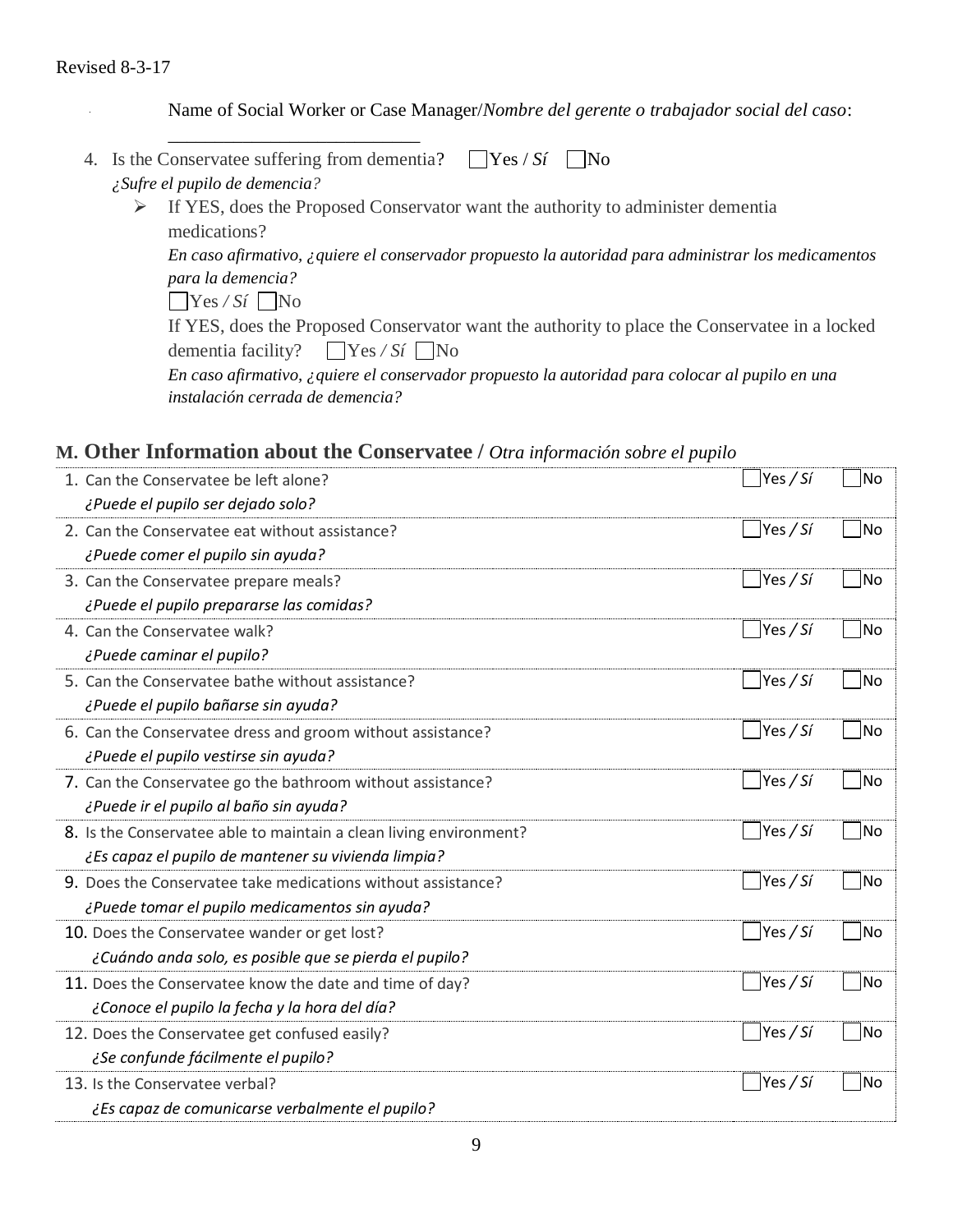Revised 8-3-17

Name of Social Worker or Case Manager/*Nombre del gerente o trabajador social del caso*: ___________________________

4. Is the Conservatee suffering from dementia? ☐ Yes / *Sí* ☐ No
   *¿Sufre el pupilo de demencia?*
   - If YES, does the Proposed Conservator want the authority to administer dementia medications?
     *En caso afirmativo, ¿quiere el conservador propuesto la autoridad para administrar los medicamentos para la demencia?*
     ☐ Yes / *Sí* ☐ No
     If YES, does the Proposed Conservator want the authority to place the Conservatee in a locked dementia facility? ☐ Yes / *Sí* ☐ No
     *En caso afirmativo, ¿quiere el conservador propuesto la autoridad para colocar al pupilo en una instalación cerrada de demencia?*

## M. Other Information about the Conservatee / *Otra información sobre el pupilo*

| Question | Yes / *Sí* | No |
|---|---|---|
| 1. Can the Conservatee be left alone? *¿Puede el pupilo ser dejado solo?* | ☐ Yes / *Sí* | ☐ No |
| 2. Can the Conservatee eat without assistance? *¿Puede comer el pupilo sin ayuda?* | ☐ Yes / *Sí* | ☐ No |
| 3. Can the Conservatee prepare meals? *¿Puede el pupilo prepararse las comidas?* | ☐ Yes / *Sí* | ☐ No |
| 4. Can the Conservatee walk? *¿Puede caminar el pupilo?* | ☐ Yes / *Sí* | ☐ No |
| 5. Can the Conservatee bathe without assistance? *¿Puede el pupilo bañarse sin ayuda?* | ☐ Yes / *Sí* | ☐ No |
| 6. Can the Conservatee dress and groom without assistance? *¿Puede el pupilo vestirse sin ayuda?* | ☐ Yes / *Sí* | ☐ No |
| 7. Can the Conservatee go the bathroom without assistance? *¿Puede ir el pupilo al baño sin ayuda?* | ☐ Yes / *Sí* | ☐ No |
| 8. Is the Conservatee able to maintain a clean living environment? *¿Es capaz el pupilo de mantener su vivienda limpia?* | ☐ Yes / *Sí* | ☐ No |
| 9. Does the Conservatee take medications without assistance? *¿Puede tomar el pupilo medicamentos sin ayuda?* | ☐ Yes / *Sí* | ☐ No |
| 10. Does the Conservatee wander or get lost? *¿Cuándo anda solo, es posible que se pierda el pupilo?* | ☐ Yes / *Sí* | ☐ No |
| 11. Does the Conservatee know the date and time of day? *¿Conoce el pupilo la fecha y la hora del día?* | ☐ Yes / *Sí* | ☐ No |
| 12. Does the Conservatee get confused easily? *¿Se confunde fácilmente el pupilo?* | ☐ Yes / *Sí* | ☐ No |
| 13. Is the Conservatee verbal? *¿Es capaz de comunicarse verbalmente el pupilo?* | ☐ Yes / *Sí* | ☐ No |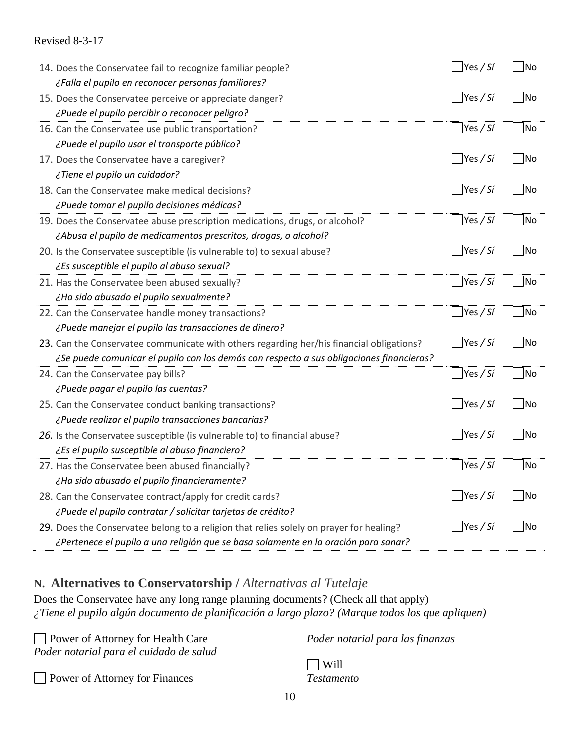Revised 8-3-17

| Question | Yes / *Sí* | No |
|---|---|---|
| 14. Does the Conservatee fail to recognize familiar people?<br>*¿Falla el pupilo en reconocer personas familiares?* | ☐ Yes / *Sí* | ☐ No |
| 15. Does the Conservatee perceive or appreciate danger?<br>*¿Puede el pupilo percibir o reconocer peligro?* | ☐ Yes / *Sí* | ☐ No |
| 16. Can the Conservatee use public transportation?<br>*¿Puede el pupilo usar el transporte público?* | ☐ Yes / *Sí* | ☐ No |
| 17. Does the Conservatee have a caregiver?<br>*¿Tiene el pupilo un cuidador?* | ☐ Yes / *Sí* | ☐ No |
| 18. Can the Conservatee make medical decisions?<br>*¿Puede tomar el pupilo decisiones médicas?* | ☐ Yes / *Sí* | ☐ No |
| 19. Does the Conservatee abuse prescription medications, drugs, or alcohol?<br>*¿Abusa el pupilo de medicamentos prescritos, drogas, o alcohol?* | ☐ Yes / *Sí* | ☐ No |
| 20. Is the Conservatee susceptible (is vulnerable to) to sexual abuse?<br>*¿Es susceptible el pupilo al abuso sexual?* | ☐ Yes / *Sí* | ☐ No |
| 21. Has the Conservatee been abused sexually?<br>*¿Ha sido abusado el pupilo sexualmente?* | ☐ Yes / *Sí* | ☐ No |
| 22. Can the Conservatee handle money transactions?<br>*¿Puede manejar el pupilo las transacciones de dinero?* | ☐ Yes / *Sí* | ☐ No |
| 23. Can the Conservatee communicate with others regarding her/his financial obligations?<br>*¿Se puede comunicar el pupilo con los demás con respecto a sus obligaciones financieras?* | ☐ Yes / *Sí* | ☐ No |
| 24. Can the Conservatee pay bills?<br>*¿Puede pagar el pupilo las cuentas?* | ☐ Yes / *Sí* | ☐ No |
| 25. Can the Conservatee conduct banking transactions?<br>*¿Puede realizar el pupilo transacciones bancarias?* | ☐ Yes / *Sí* | ☐ No |
| *26.* Is the Conservatee susceptible (is vulnerable to) to financial abuse?<br>*¿Es el pupilo susceptible al abuso financiero?* | ☐ Yes / *Sí* | ☐ No |
| 27. Has the Conservatee been abused financially?<br>*¿Ha sido abusado el pupilo financieramente?* | ☐ Yes / *Sí* | ☐ No |
| 28. Can the Conservatee contract/apply for credit cards?<br>*¿Puede el pupilo contratar / solicitar tarjetas de crédito?* | ☐ Yes / *Sí* | ☐ No |
| 29. Does the Conservatee belong to a religion that relies solely on prayer for healing?<br>*¿Pertenece el pupilo a una religión que se basa solamente en la oración para sanar?* | ☐ Yes / *Sí* | ☐ No |

## N. Alternatives to Conservatorship / *Alternativas al Tutelaje*

Does the Conservatee have any long range planning documents? (Check all that apply)
*¿Tiene el pupilo algún documento de planificación a largo plazo? (Marque todos los que apliquen)*

☐ Power of Attorney for Health Care
*Poder notarial para el cuidado de salud*

☐ Power of Attorney for Finances
*Poder notarial para las finanzas*

☐ Will
*Testamento*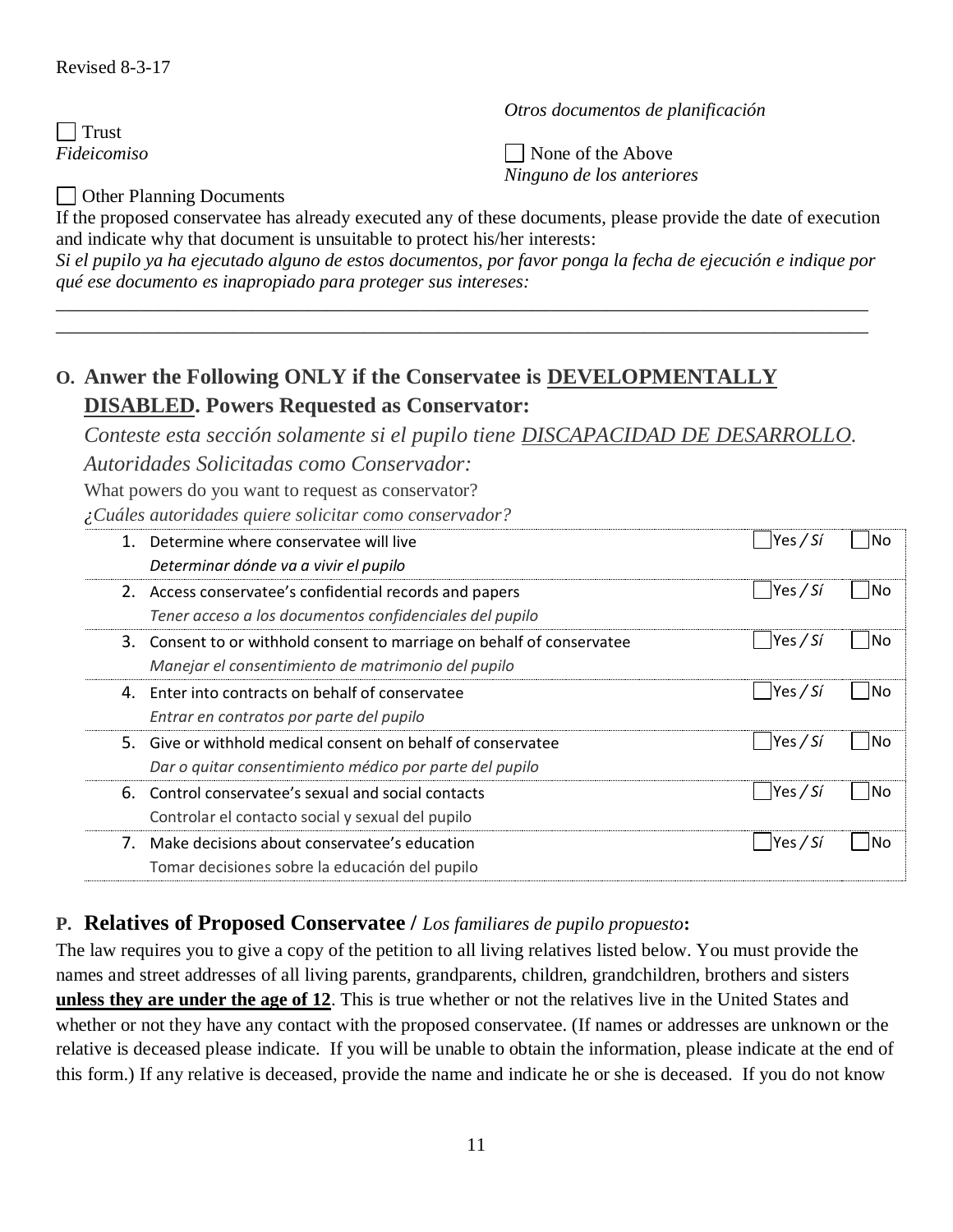Revised 8-3-17

☐ Trust
*Fideicomiso*

☐ Other Planning Documents
*Otros documentos de planificación*

☐ None of the Above
*Ninguno de los anteriores*

If the proposed conservatee has already executed any of these documents, please provide the date of execution and indicate why that document is unsuitable to protect his/her interests:
*Si el pupilo ya ha ejecutado alguno de estos documentos, por favor ponga la fecha de ejecución e indique por qué ese documento es inapropiado para proteger sus intereses:*

\_\_\_\_\_\_\_\_\_\_\_\_\_\_\_\_\_\_\_\_\_\_\_\_\_\_\_\_\_\_\_\_\_\_\_\_\_\_\_\_\_\_\_\_\_\_\_\_\_\_\_\_\_\_\_\_\_\_\_\_\_\_\_\_\_\_\_\_\_\_\_\_\_\_\_\_\_\_
\_\_\_\_\_\_\_\_\_\_\_\_\_\_\_\_\_\_\_\_\_\_\_\_\_\_\_\_\_\_\_\_\_\_\_\_\_\_\_\_\_\_\_\_\_\_\_\_\_\_\_\_\_\_\_\_\_\_\_\_\_\_\_\_\_\_\_\_\_\_\_\_\_\_\_\_\_\_

## O. Anwer the Following ONLY if the Conservatee is <u>DEVELOPMENTALLY DISABLED</u>. Powers Requested as Conservator:

*Conteste esta sección solamente si el pupilo tiene <u>DISCAPACIDAD DE DESARROLLO</u>. Autoridades Solicitadas como Conservador:*

What powers do you want to request as conservator?
*¿Cuáles autoridades quiere solicitar como conservador?*

| | Power | Yes | No |
|---|---|---|---|
| 1. | Determine where conservatee will live<br>*Determinar dónde va a vivir el pupilo* | ☐ Yes / *Sí* | ☐ No |
| 2. | Access conservatee's confidential records and papers<br>*Tener acceso a los documentos confidenciales del pupilo* | ☐ Yes / *Sí* | ☐ No |
| 3. | Consent to or withhold consent to marriage on behalf of conservatee<br>*Manejar el consentimiento de matrimonio del pupilo* | ☐ Yes / *Sí* | ☐ No |
| 4. | Enter into contracts on behalf of conservatee<br>*Entrar en contratos por parte del pupilo* | ☐ Yes / *Sí* | ☐ No |
| 5. | Give or withhold medical consent on behalf of conservatee<br>*Dar o quitar consentimiento médico por parte del pupilo* | ☐ Yes / *Sí* | ☐ No |
| 6. | Control conservatee's sexual and social contacts<br>Controlar el contacto social y sexual del pupilo | ☐ Yes / *Sí* | ☐ No |
| 7. | Make decisions about conservatee's education<br>Tomar decisiones sobre la educación del pupilo | ☐ Yes / *Sí* | ☐ No |

## P. Relatives of Proposed Conservatee / *Los familiares de pupilo propuesto*:

The law requires you to give a copy of the petition to all living relatives listed below. You must provide the names and street addresses of all living parents, grandparents, children, grandchildren, brothers and sisters **<u>unless they are under the age of 12</u>**. This is true whether or not the relatives live in the United States and whether or not they have any contact with the proposed conservatee. (If names or addresses are unknown or the relative is deceased please indicate. If you will be unable to obtain the information, please indicate at the end of this form.) If any relative is deceased, provide the name and indicate he or she is deceased. If you do not know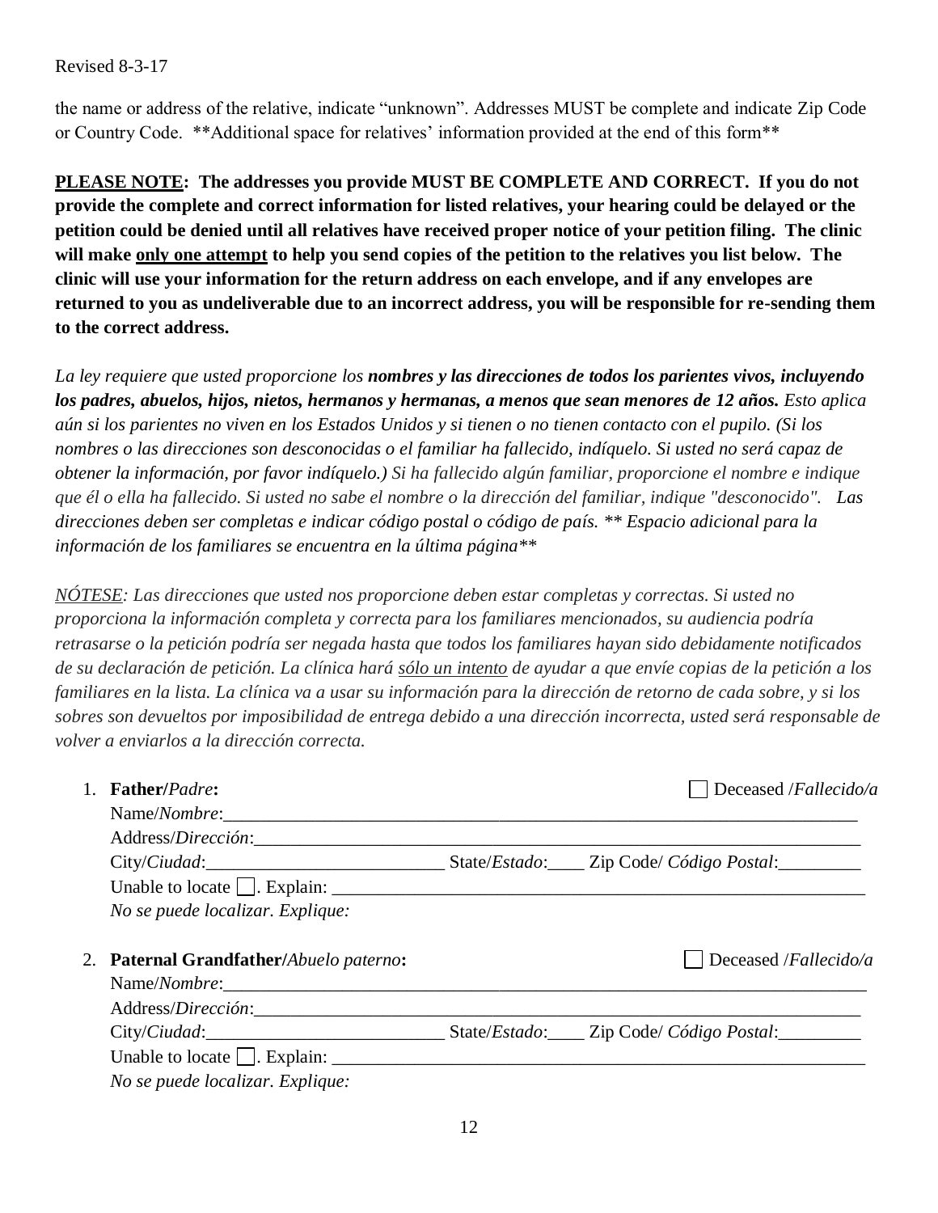Revised 8-3-17

the name or address of the relative, indicate "unknown". Addresses MUST be complete and indicate Zip Code or Country Code. **Additional space for relatives' information provided at the end of this form**

**<u>PLEASE NOTE</u>: The addresses you provide MUST BE COMPLETE AND CORRECT. If you do not provide the complete and correct information for listed relatives, your hearing could be delayed or the petition could be denied until all relatives have received proper notice of your petition filing. The clinic will make <u>only one attempt</u> to help you send copies of the petition to the relatives you list below. The clinic will use your information for the return address on each envelope, and if any envelopes are returned to you as undeliverable due to an incorrect address, you will be responsible for re-sending them to the correct address.**

*La ley requiere que usted proporcione los* ***nombres y las direcciones de todos los parientes vivos, incluyendo los padres, abuelos, hijos, nietos, hermanos y hermanas, a menos que sean menores de 12 años.*** *Esto aplica aún si los parientes no viven en los Estados Unidos y si tienen o no tienen contacto con el pupilo. (Si los nombres o las direcciones son desconocidas o el familiar ha fallecido, indíquelo. Si usted no será capaz de obtener la información, por favor indíquelo.) Si ha fallecido algún familiar, proporcione el nombre e indique que él o ella ha fallecido. Si usted no sabe el nombre o la dirección del familiar, indique "desconocido". Las direcciones deben ser completas e indicar código postal o código de país. ** Espacio adicional para la información de los familiares se encuentra en la última página***

*<u>NÓTESE</u>: Las direcciones que usted nos proporcione deben estar completas y correctas. Si usted no proporciona la información completa y correcta para los familiares mencionados, su audiencia podría retrasarse o la petición podría ser negada hasta que todos los familiares hayan sido debidamente notificados de su declaración de petición. La clínica hará <u>sólo un intento</u> de ayudar a que envíe copias de la petición a los familiares en la lista. La clínica va a usar su información para la dirección de retorno de cada sobre, y si los sobres son devueltos por imposibilidad de entrega debido a una dirección incorrecta, usted será responsable de volver a enviarlos a la dirección correcta.*

1. **Father/***Padre***:** ☐ Deceased /*Fallecido/a*
   Name/*Nombre*:___________________________________________________________________________
   Address/*Dirección*:________________________________________________________________________
   City/*Ciudad*:__________________________ State/*Estado*:____ Zip Code/ *Código Postal*:_________
   Unable to locate ☐. Explain: ____________________________________________________________
   *No se puede localizar. Explique:*

2. **Paternal Grandfather/***Abuelo paterno***:** ☐ Deceased /*Fallecido/a*
   Name/*Nombre*:___________________________________________________________________________
   Address/*Dirección*:________________________________________________________________________
   City/*Ciudad*:__________________________ State/*Estado*:____ Zip Code/ *Código Postal*:_________
   Unable to locate ☐. Explain: ____________________________________________________________
   *No se puede localizar. Explique:*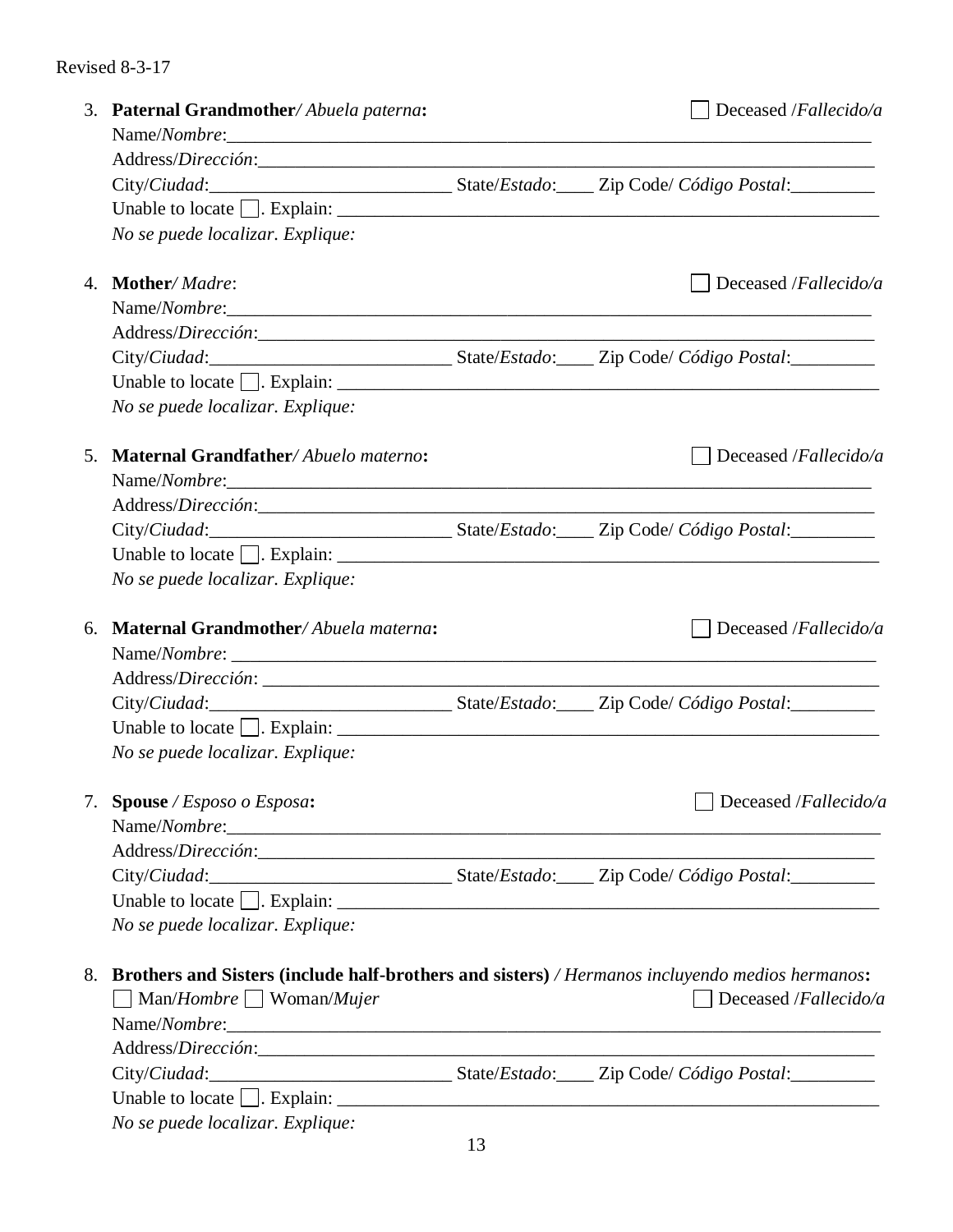Revised 8-3-17

3. **Paternal Grandmother**/ *Abuela paterna***:** ☐ Deceased /*Fallecido/a*
   Name/*Nombre*:_______________________________________________________________________
   Address/*Dirección*:____________________________________________________________________
   City/*Ciudad*:__________________________ State/*Estado*:____ Zip Code/ *Código Postal*:_________
   Unable to locate ☐. Explain: ____________________________________________________________
   *No se puede localizar. Explique:*

4. **Mother**/ *Madre*: ☐ Deceased /*Fallecido/a*
   Name/*Nombre*:_______________________________________________________________________
   Address/*Dirección*:____________________________________________________________________
   City/*Ciudad*:__________________________ State/*Estado*:____ Zip Code/ *Código Postal*:_________
   Unable to locate ☐. Explain: ____________________________________________________________
   *No se puede localizar. Explique:*

5. **Maternal Grandfather**/ *Abuelo materno***:** ☐ Deceased /*Fallecido/a*
   Name/*Nombre*:_______________________________________________________________________
   Address/*Dirección*:____________________________________________________________________
   City/*Ciudad*:__________________________ State/*Estado*:____ Zip Code/ *Código Postal*:_________
   Unable to locate ☐. Explain: ____________________________________________________________
   *No se puede localizar. Explique:*

6. **Maternal Grandmother**/ *Abuela materna***:** ☐ Deceased /*Fallecido/a*
   Name/*Nombre*: _______________________________________________________________________
   Address/*Dirección*: ____________________________________________________________________
   City/*Ciudad*:__________________________ State/*Estado*:____ Zip Code/ *Código Postal*:_________
   Unable to locate ☐. Explain: ____________________________________________________________
   *No se puede localizar. Explique:*

7. **Spouse** / *Esposo o Esposa***:** ☐ Deceased /*Fallecido/a*
   Name/*Nombre*:_______________________________________________________________________
   Address/*Dirección*:____________________________________________________________________
   City/*Ciudad*:__________________________ State/*Estado*:____ Zip Code/ *Código Postal*:_________
   Unable to locate ☐. Explain: ____________________________________________________________
   *No se puede localizar. Explique:*

8. **Brothers and Sisters (include half-brothers and sisters)** / *Hermanos incluyendo medios hermanos***:**
   ☐ Man/*Hombre* ☐ Woman/*Mujer* ☐ Deceased /*Fallecido/a*
   Name/*Nombre*:_______________________________________________________________________
   Address/*Dirección*:____________________________________________________________________
   City/*Ciudad*:__________________________ State/*Estado*:____ Zip Code/ *Código Postal*:_________
   Unable to locate ☐. Explain: ____________________________________________________________
   *No se puede localizar. Explique:*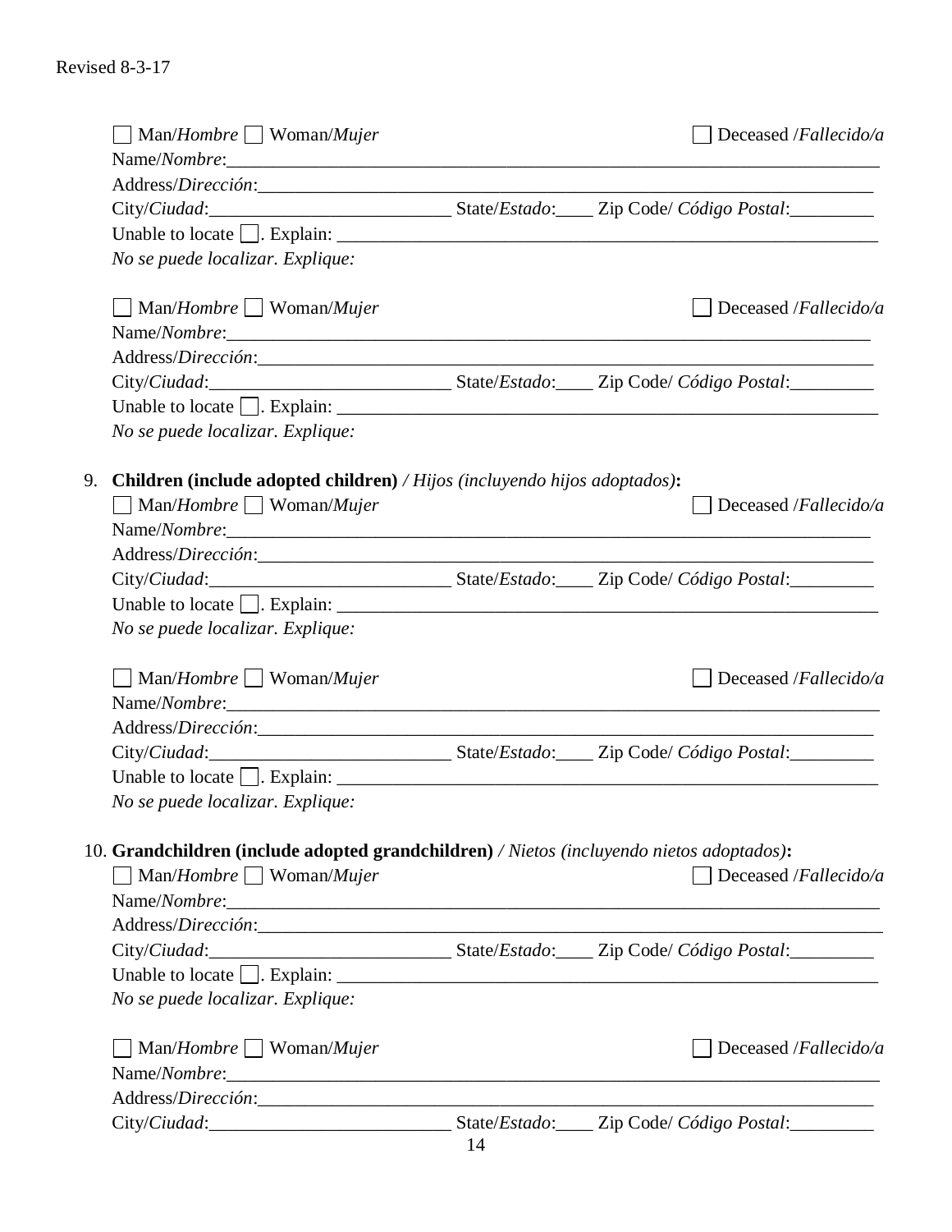☐ Man/*Hombre* ☐ Woman/*Mujer* ☐ Deceased /*Fallecido/a*

Name/*Nombre*:_______________________________________________________________________

Address/*Dirección*:____________________________________________________________________

City/*Ciudad*:__________________________ State/*Estado*:____ Zip Code/ *Código Postal*:_________

Unable to locate ☐. Explain: ____________________________________________________________

*No se puede localizar. Explique:*

☐ Man/*Hombre* ☐ Woman/*Mujer* ☐ Deceased /*Fallecido/a*

Name/*Nombre*:_______________________________________________________________________

Address/*Dirección*:____________________________________________________________________

City/*Ciudad*:__________________________ State/*Estado*:____ Zip Code/ *Código Postal*:_________

Unable to locate ☐. Explain: ____________________________________________________________

*No se puede localizar. Explique:*

9. **Children (include adopted children)** */ Hijos (incluyendo hijos adoptados)***:**

☐ Man/*Hombre* ☐ Woman/*Mujer* ☐ Deceased /*Fallecido/a*

Name/*Nombre*:_______________________________________________________________________

Address/*Dirección*:____________________________________________________________________

City/*Ciudad*:__________________________ State/*Estado*:____ Zip Code/ *Código Postal*:_________

Unable to locate ☐. Explain: ____________________________________________________________

*No se puede localizar. Explique:*

☐ Man/*Hombre* ☐ Woman/*Mujer* ☐ Deceased /*Fallecido/a*

Name/*Nombre*:_______________________________________________________________________

Address/*Dirección*:____________________________________________________________________

City/*Ciudad*:__________________________ State/*Estado*:____ Zip Code/ *Código Postal*:_________

Unable to locate ☐. Explain: ____________________________________________________________

*No se puede localizar. Explique:*

10. **Grandchildren (include adopted grandchildren)** */ Nietos (incluyendo nietos adoptados)***:**

☐ Man/*Hombre* ☐ Woman/*Mujer* ☐ Deceased /*Fallecido/a*

Name/*Nombre*:_______________________________________________________________________

Address/*Dirección*:____________________________________________________________________

City/*Ciudad*:__________________________ State/*Estado*:____ Zip Code/ *Código Postal*:_________

Unable to locate ☐. Explain: ____________________________________________________________

*No se puede localizar. Explique:*

☐ Man/*Hombre* ☐ Woman/*Mujer* ☐ Deceased /*Fallecido/a*

Name/*Nombre*:_______________________________________________________________________

Address/*Dirección*:____________________________________________________________________

City/*Ciudad*:__________________________ State/*Estado*:____ Zip Code/ *Código Postal*:_________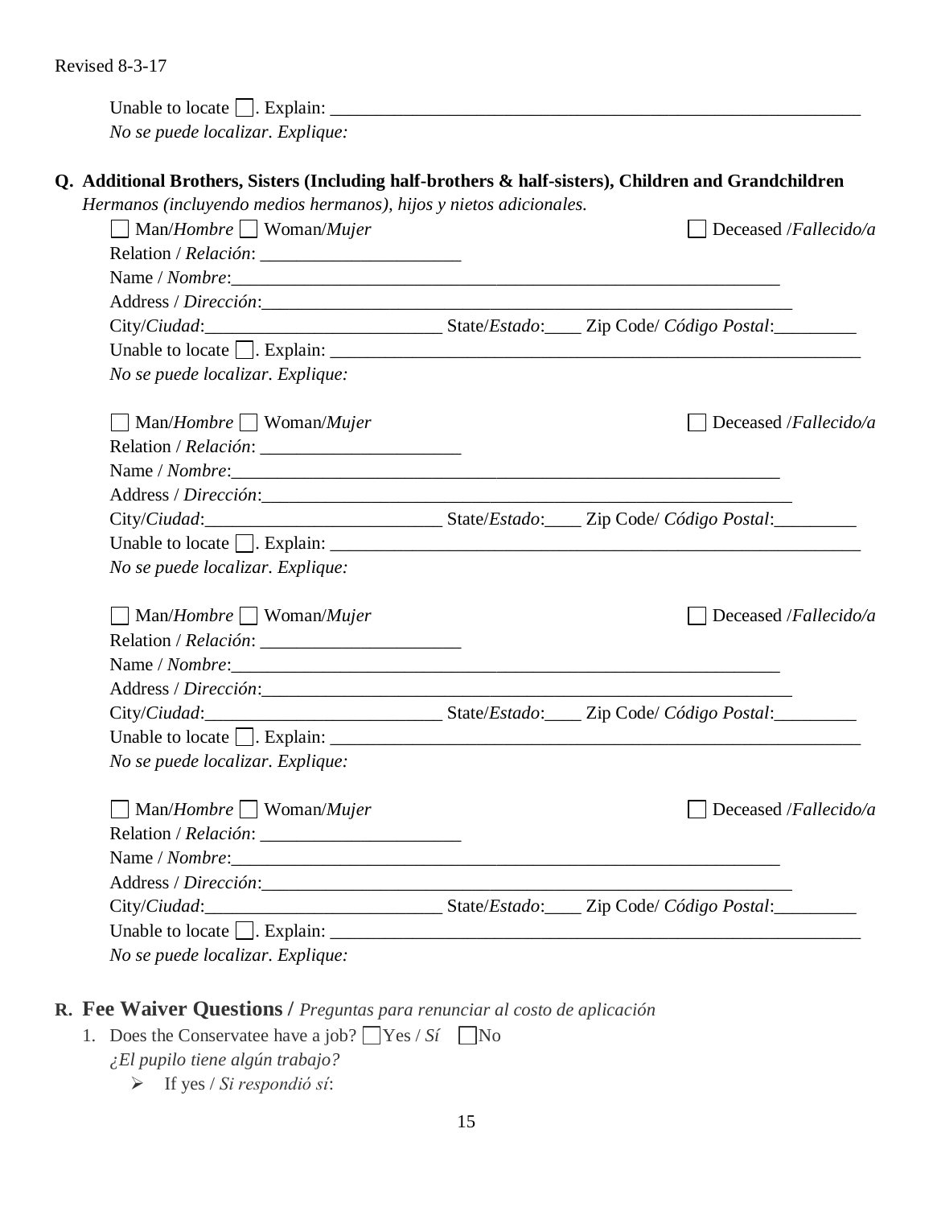Unable to locate ☐. Explain: ____________________________________________________________
*No se puede localizar. Explique:*

**Q. Additional Brothers, Sisters (Including half-brothers & half-sisters), Children and Grandchildren**
*Hermanos (incluyendo medios hermanos), hijos y nietos adicionales.*

☐ Man/*Hombre* ☐ Woman/*Mujer* ☐ Deceased /*Fallecido/a*
Relation / *Relación*: ______________________
Name / *Nombre*:______________________________________________________________
Address / *Dirección*:__________________________________________________________
City/*Ciudad*:__________________________ State/*Estado*:____ Zip Code/ *Código Postal*:_________
Unable to locate ☐. Explain: ____________________________________________________________
*No se puede localizar. Explique:*

☐ Man/*Hombre* ☐ Woman/*Mujer* ☐ Deceased /*Fallecido/a*
Relation / *Relación*: ______________________
Name / *Nombre*:______________________________________________________________
Address / *Dirección*:__________________________________________________________
City/*Ciudad*:__________________________ State/*Estado*:____ Zip Code/ *Código Postal*:_________
Unable to locate ☐. Explain: ____________________________________________________________
*No se puede localizar. Explique:*

☐ Man/*Hombre* ☐ Woman/*Mujer* ☐ Deceased /*Fallecido/a*
Relation / *Relación*: ______________________
Name / *Nombre*:______________________________________________________________
Address / *Dirección*:__________________________________________________________
City/*Ciudad*:__________________________ State/*Estado*:____ Zip Code/ *Código Postal*:_________
Unable to locate ☐. Explain: ____________________________________________________________
*No se puede localizar. Explique:*

☐ Man/*Hombre* ☐ Woman/*Mujer* ☐ Deceased /*Fallecido/a*
Relation / *Relación*: ______________________
Name / *Nombre*:______________________________________________________________
Address / *Dirección*:__________________________________________________________
City/*Ciudad*:__________________________ State/*Estado*:____ Zip Code/ *Código Postal*:_________
Unable to locate ☐. Explain: ____________________________________________________________
*No se puede localizar. Explique:*

## R. Fee Waiver Questions / *Preguntas para renunciar al costo de aplicación*

1. Does the Conservatee have a job? ☐ Yes / *Sí* ☐ No
   *¿El pupilo tiene algún trabajo?*
   - If yes / *Si respondió sí*: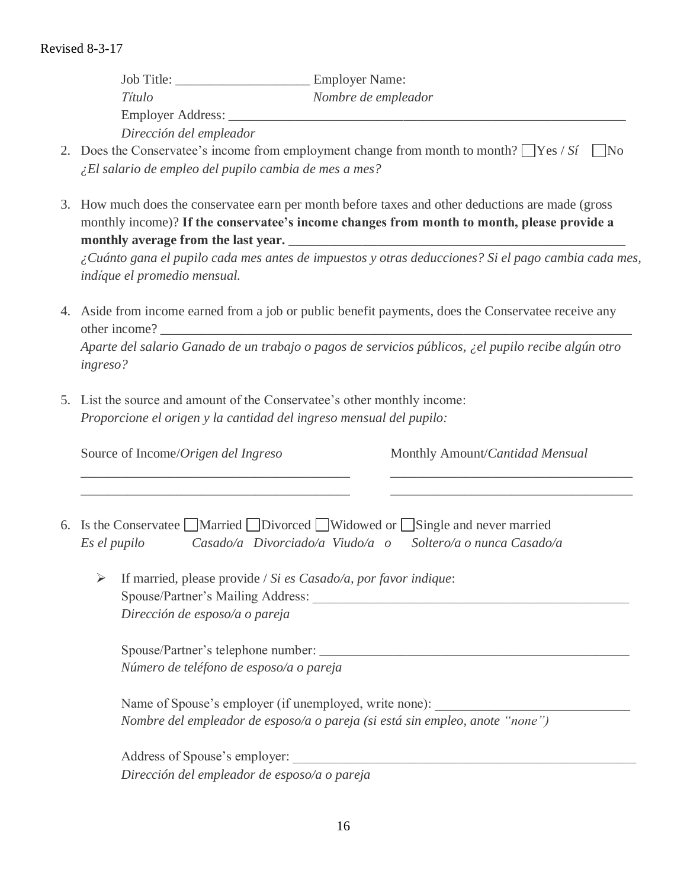Revised 8-3-17

Job Title: ____________________ Employer Name:
*Título* *Nombre de empleador*
Employer Address: ____________________________________________________________
*Dirección del empleador*

2. Does the Conservatee's income from employment change from month to month? ☐Yes / *Sí* ☐No
   *¿El salario de empleo del pupilo cambia de mes a mes?*

3. How much does the conservatee earn per month before taxes and other deductions are made (gross monthly income)? **If the conservatee's income changes from month to month, please provide a monthly average from the last year.** ____________________________________________________
   *¿Cuánto gana el pupilo cada mes antes de impuestos y otras deducciones? Si el pago cambia cada mes, indíque el promedio mensual.*

4. Aside from income earned from a job or public benefit payments, does the Conservatee receive any other income? ________________________________________________________________________
   *Aparte del salario Ganado de un trabajo o pagos de servicios públicos, ¿el pupilo recibe algún otro ingreso?*

5. List the source and amount of the Conservatee's other monthly income:
   *Proporcione el origen y la cantidad del ingreso mensual del pupilo:*

| Source of Income/*Origen del Ingreso* | Monthly Amount/*Cantidad Mensual* |
|---|---|
| __________________________________________ | _____________________________________ |
| __________________________________________ | _____________________________________ |

6. Is the Conservatee ☐Married ☐Divorced ☐Widowed or ☐Single and never married
   *Es el pupilo Casado/a Divorciado/a Viudo/a o Soltero/a o nunca Casado/a*

   - If married, please provide / *Si es Casado/a, por favor indique*:
     Spouse/Partner's Mailing Address: __________________________________________________
     *Dirección de esposo/a o pareja*

     Spouse/Partner's telephone number: ________________________________________________
     *Número de teléfono de esposo/a o pareja*

     Name of Spouse's employer (if unemployed, write none): _____________________________
     *Nombre del empleador de esposo/a o pareja (si está sin empleo, anote "none")*

     Address of Spouse's employer: _______________________________________________________
     *Dirección del empleador de esposo/a o pareja*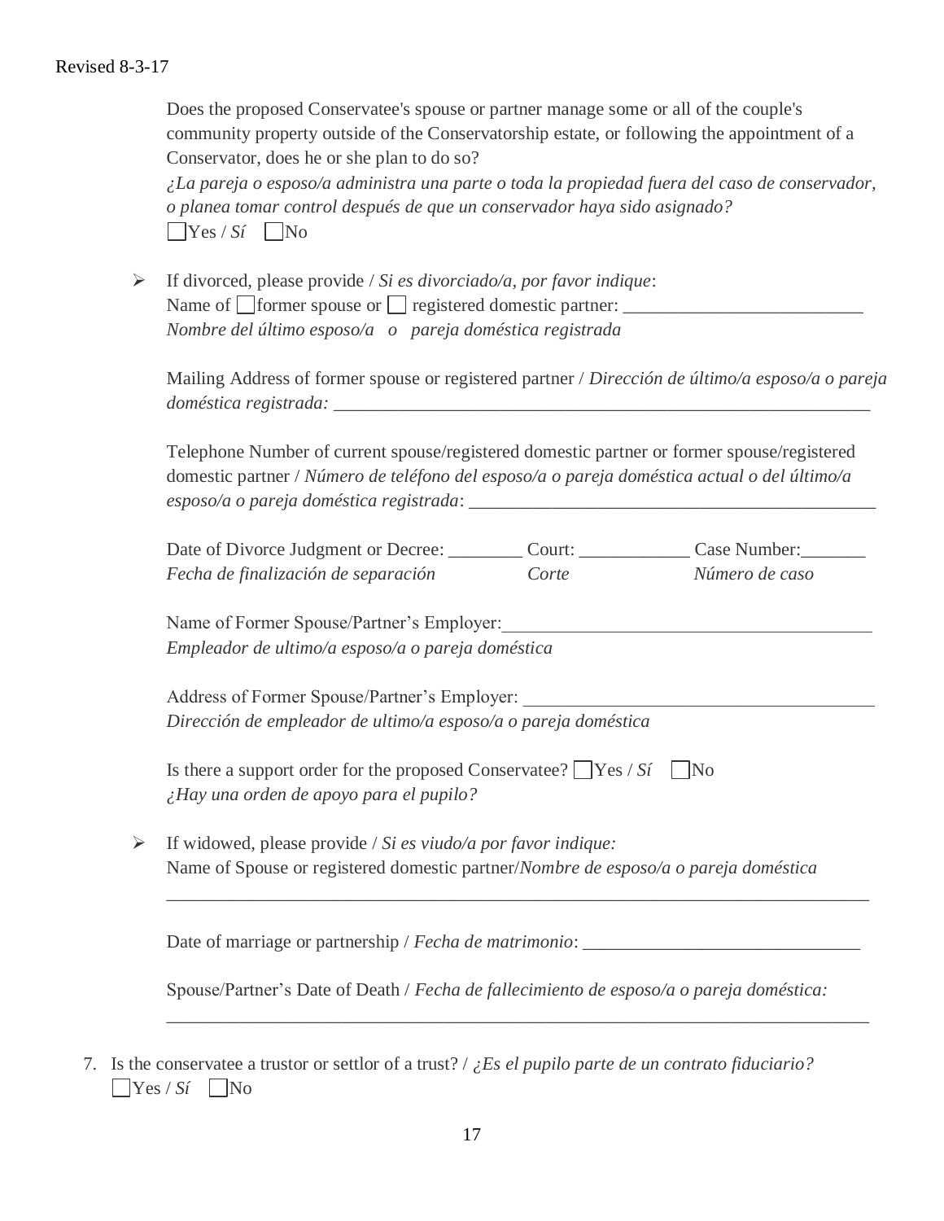Does the proposed Conservatee's spouse or partner manage some or all of the couple's community property outside of the Conservatorship estate, or following the appointment of a Conservator, does he or she plan to do so?
*¿La pareja o esposo/a administra una parte o toda la propiedad fuera del caso de conservador, o planea tomar control después de que un conservador haya sido asignado?*
☐ Yes / *Sí* ☐ No

- If divorced, please provide / *Si es divorciado/a, por favor indique*:
  Name of ☐ former spouse or ☐ registered domestic partner: ___________________________
  *Nombre del último esposo/a o pareja doméstica registrada*

  Mailing Address of former spouse or registered partner / *Dirección de último/a esposo/a o pareja doméstica registrada:* ______________________________________________________________

  Telephone Number of current spouse/registered domestic partner or former spouse/registered domestic partner / *Número de teléfono del esposo/a o pareja doméstica actual o del último/a esposo/a o pareja doméstica registrada*: _____________________________________________

  Date of Divorce Judgment or Decree: ________ Court: ____________ Case Number:_______
  *Fecha de finalización de separación* *Corte* *Número de caso*

  Name of Former Spouse/Partner's Employer:_________________________________________
  *Empleador de ultimo/a esposo/a o pareja doméstica*

  Address of Former Spouse/Partner's Employer: ______________________________________
  *Dirección de empleador de ultimo/a esposo/a o pareja doméstica*

  Is there a support order for the proposed Conservatee? ☐ Yes / *Sí* ☐ No
  *¿Hay una orden de apoyo para el pupilo?*

- If widowed, please provide / *Si es viudo/a por favor indique:*
  Name of Spouse or registered domestic partner/*Nombre de esposo/a o pareja doméstica*
  ______________________________________________________________________________

  Date of marriage or partnership / *Fecha de matrimonio*: ______________________________

  Spouse/Partner's Date of Death / *Fecha de fallecimiento de esposo/a o pareja doméstica:*
  ______________________________________________________________________________

7. Is the conservatee a trustor or settlor of a trust? / *¿Es el pupilo parte de un contrato fiduciario?*
   ☐ Yes / *Sí* ☐ No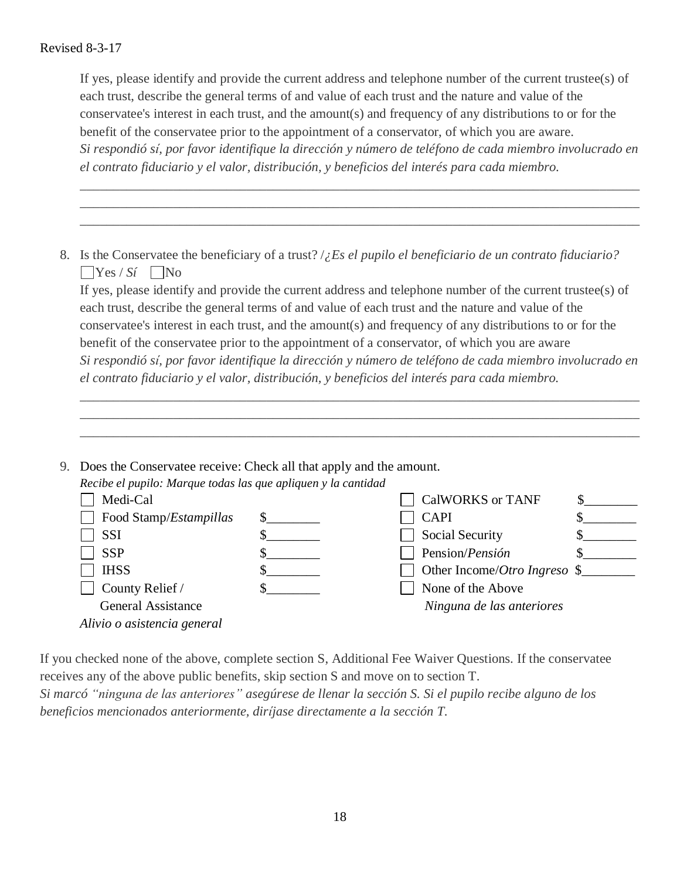If yes, please identify and provide the current address and telephone number of the current trustee(s) of each trust, describe the general terms of and value of each trust and the nature and value of the conservatee's interest in each trust, and the amount(s) and frequency of any distributions to or for the benefit of the conservatee prior to the appointment of a conservator, of which you are aware.
*Si respondió sí, por favor identifique la dirección y número de teléfono de cada miembro involucrado en el contrato fiduciario y el valor, distribución, y beneficios del interés para cada miembro.*

_______________________________________________________________________________________
_______________________________________________________________________________________
_______________________________________________________________________________________

8. Is the Conservatee the beneficiary of a trust? /*¿Es el pupilo el beneficiario de un contrato fiduciario?*
   ☐ Yes / *Sí* ☐ No
   
   If yes, please identify and provide the current address and telephone number of the current trustee(s) of each trust, describe the general terms of and value of each trust and the nature and value of the conservatee's interest in each trust, and the amount(s) and frequency of any distributions to or for the benefit of the conservatee prior to the appointment of a conservator, of which you are aware
   *Si respondió sí, por favor identifique la dirección y número de teléfono de cada miembro involucrado en el contrato fiduciario y el valor, distribución, y beneficios del interés para cada miembro.*

   _______________________________________________________________________________________
   _______________________________________________________________________________________
   _______________________________________________________________________________________

9. Does the Conservatee receive: Check all that apply and the amount.
   *Recibe el pupilo: Marque todas las que apliquen y la cantidad*

| | | | |
|---|---|---|---|
| ☐ Medi-Cal | | ☐ CalWORKS or TANF | $________ |
| ☐ Food Stamp/*Estampillas* | $________ | ☐ CAPI | $________ |
| ☐ SSI | $________ | ☐ Social Security | $________ |
| ☐ SSP | $________ | ☐ Pension/*Pensión* | $________ |
| ☐ IHSS | $________ | ☐ Other Income/*Otro Ingreso* | $________ |
| ☐ County Relief / General Assistance *Alivio o asistencia general* | $________ | ☐ None of the Above *Ninguna de las anteriores* | |

If you checked none of the above, complete section S, Additional Fee Waiver Questions. If the conservatee receives any of the above public benefits, skip section S and move on to section T.
*Si marcó "ninguna de las anteriores" asegúrese de llenar la sección S. Si el pupilo recibe alguno de los beneficios mencionados anteriormente, diríjase directamente a la sección T.*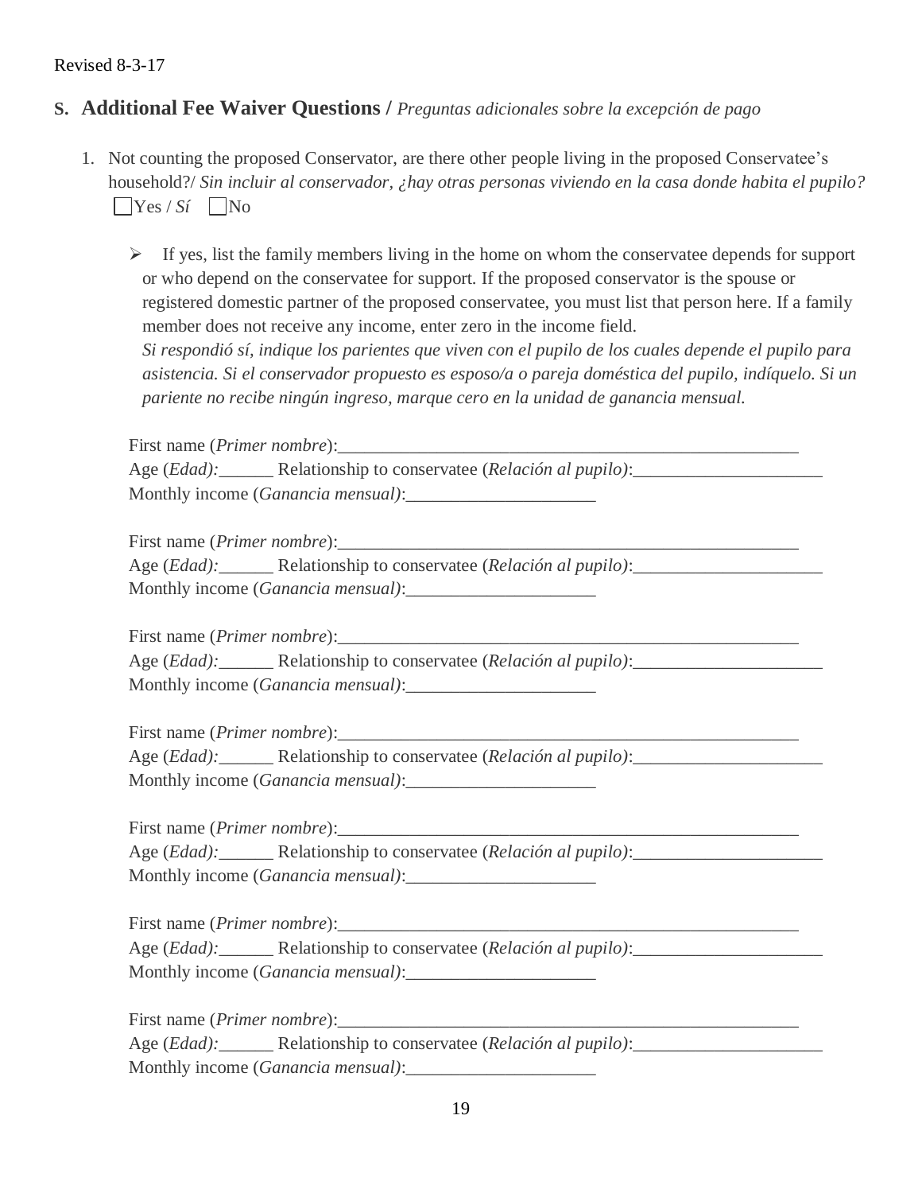Revised 8-3-17

## S. Additional Fee Waiver Questions / *Preguntas adicionales sobre la excepción de pago*

1. Not counting the proposed Conservator, are there other people living in the proposed Conservatee's household?/ *Sin incluir al conservador, ¿hay otras personas viviendo en la casa donde habita el pupilo?*
   ☐ Yes / *Sí* ☐ No

   - If yes, list the family members living in the home on whom the conservatee depends for support or who depend on the conservatee for support. If the proposed conservator is the spouse or registered domestic partner of the proposed conservatee, you must list that person here. If a family member does not receive any income, enter zero in the income field.
     *Si respondió sí, indique los parientes que viven con el pupilo de los cuales depende el pupilo para asistencia. Si el conservador propuesto es esposo/a o pareja doméstica del pupilo, indíquelo. Si un pariente no recibe ningún ingreso, marque cero en la unidad de ganancia mensual.*

   First name (*Primer nombre*):_____________________________________________________
   Age (*Edad):*______ Relationship to conservatee (*Relación al pupilo)*:_____________________
   Monthly income (*Ganancia mensual)*:_____________________

   First name (*Primer nombre*):_____________________________________________________
   Age (*Edad):*______ Relationship to conservatee (*Relación al pupilo)*:_____________________
   Monthly income (*Ganancia mensual)*:_____________________

   First name (*Primer nombre*):_____________________________________________________
   Age (*Edad):*______ Relationship to conservatee (*Relación al pupilo)*:_____________________
   Monthly income (*Ganancia mensual)*:_____________________

   First name (*Primer nombre*):_____________________________________________________
   Age (*Edad):*______ Relationship to conservatee (*Relación al pupilo)*:_____________________
   Monthly income (*Ganancia mensual)*:_____________________

   First name (*Primer nombre*):_____________________________________________________
   Age (*Edad):*______ Relationship to conservatee (*Relación al pupilo)*:_____________________
   Monthly income (*Ganancia mensual)*:_____________________

   First name (*Primer nombre*):_____________________________________________________
   Age (*Edad):*______ Relationship to conservatee (*Relación al pupilo)*:_____________________
   Monthly income (*Ganancia mensual)*:_____________________

   First name (*Primer nombre*):_____________________________________________________
   Age (*Edad):*______ Relationship to conservatee (*Relación al pupilo)*:_____________________
   Monthly income (*Ganancia mensual)*:_____________________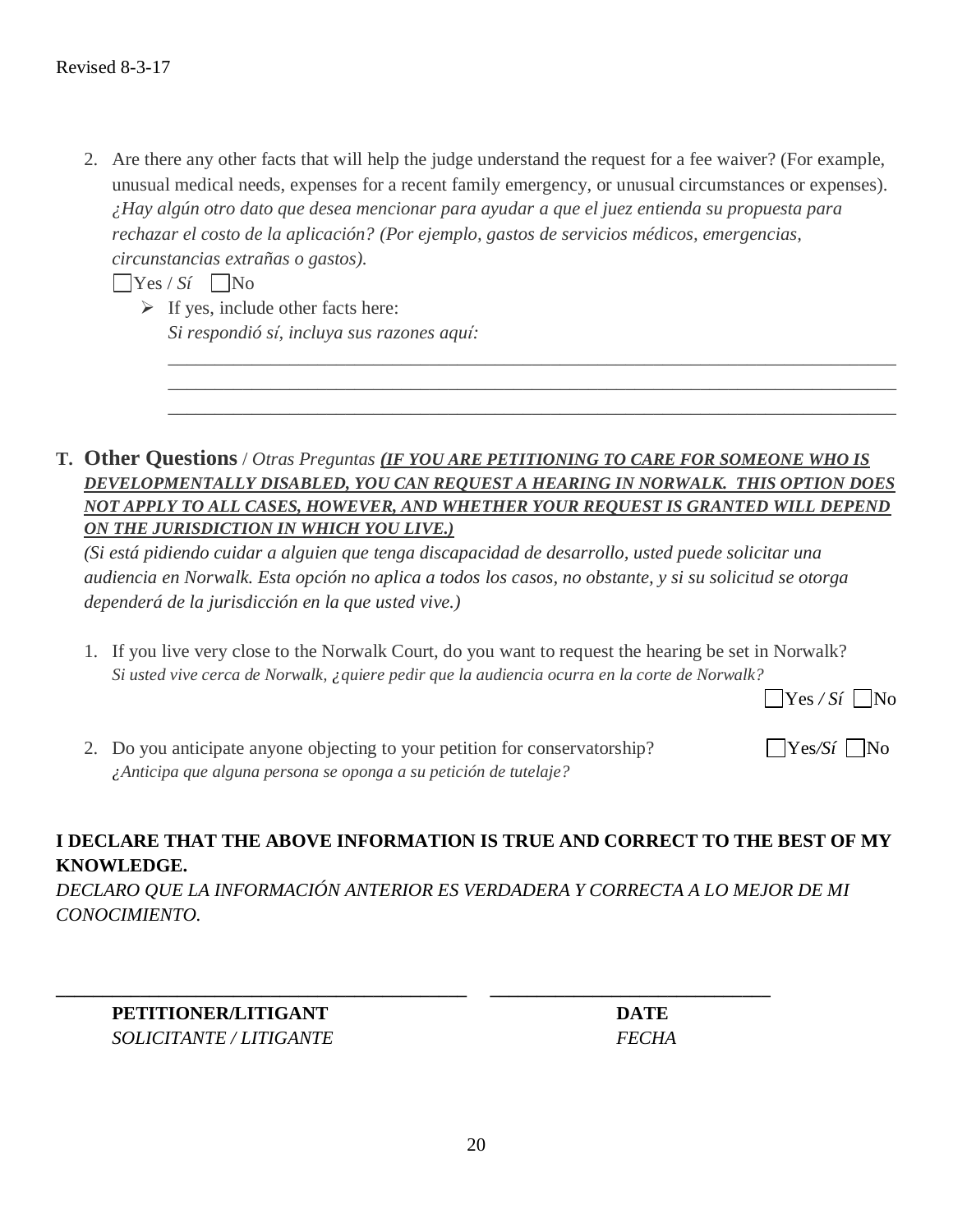2. Are there any other facts that will help the judge understand the request for a fee waiver? (For example, unusual medical needs, expenses for a recent family emergency, or unusual circumstances or expenses).
   *¿Hay algún otro dato que desea mencionar para ayudar a que el juez entienda su propuesta para rechazar el costo de la aplicación? (Por ejemplo, gastos de servicios médicos, emergencias, circunstancias extrañas o gastos).*

   ☐ Yes / *Sí* ☐ No

   - If yes, include other facts here:
     *Si respondió sí, incluya sus razones aquí:*

     ______________________________________________________________________________

     ______________________________________________________________________________

     ______________________________________________________________________________

**T. Other Questions** / *Otras Preguntas* ***(IF YOU ARE PETITIONING TO CARE FOR SOMEONE WHO IS DEVELOPMENTALLY DISABLED, YOU CAN REQUEST A HEARING IN NORWALK. THIS OPTION DOES NOT APPLY TO ALL CASES, HOWEVER, AND WHETHER YOUR REQUEST IS GRANTED WILL DEPEND ON THE JURISDICTION IN WHICH YOU LIVE.)***

*(Si está pidiendo cuidar a alguien que tenga discapacidad de desarrollo, usted puede solicitar una audiencia en Norwalk. Esta opción no aplica a todos los casos, no obstante, y si su solicitud se otorga dependerá de la jurisdicción en la que usted vive.)*

1. If you live very close to the Norwalk Court, do you want to request the hearing be set in Norwalk?
   *Si usted vive cerca de Norwalk, ¿quiere pedir que la audiencia ocurra en la corte de Norwalk?*

   ☐ Yes / *Sí* ☐ No

2. Do you anticipate anyone objecting to your petition for conservatorship? ☐ Yes/*Sí* ☐ No
   *¿Anticipa que alguna persona se oponga a su petición de tutelaje?*

**I DECLARE THAT THE ABOVE INFORMATION IS TRUE AND CORRECT TO THE BEST OF MY KNOWLEDGE.**

*DECLARO QUE LA INFORMACIÓN ANTERIOR ES VERDADERA Y CORRECTA A LO MEJOR DE MI CONOCIMIENTO.*

________________________________________ ____________________________

**PETITIONER/LITIGANT** **DATE**

*SOLICITANTE / LITIGANTE* *FECHA*